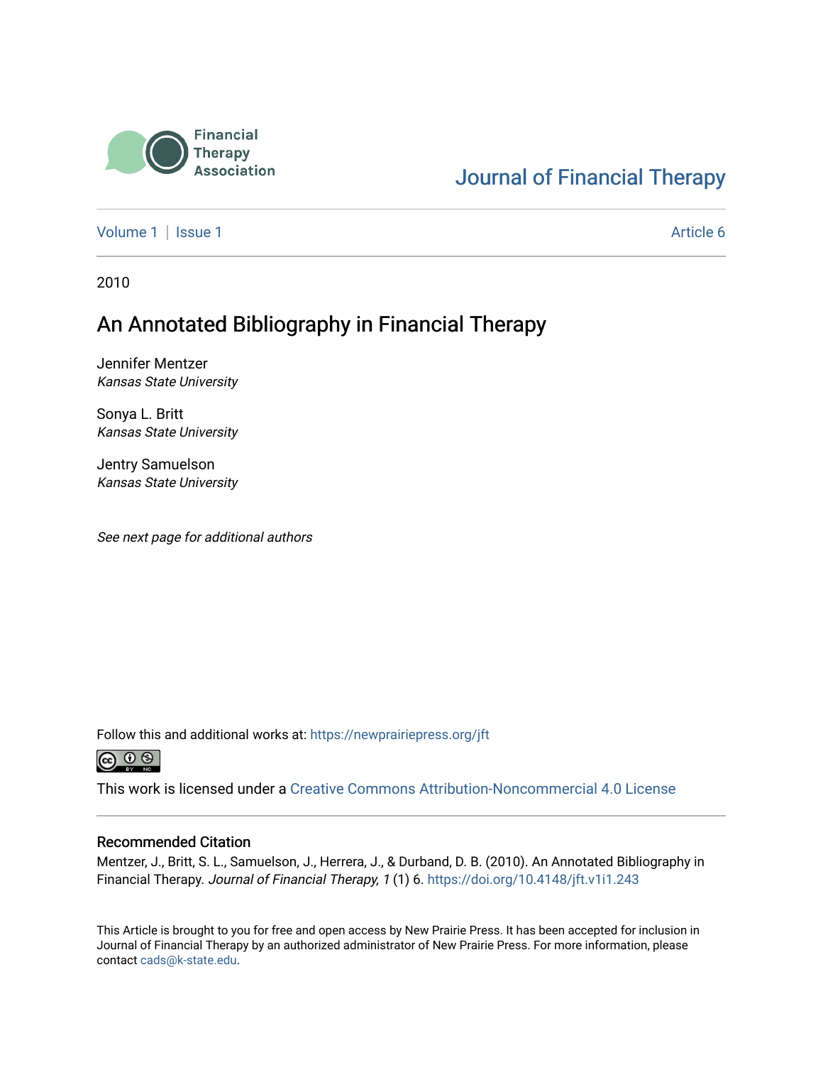Financial Therapy Association

Journal of Financial Therapy

Volume 1 | Issue 1 Article 6

2010

# An Annotated Bibliography in Financial Therapy

Jennifer Mentzer
*Kansas State University*

Sonya L. Britt
*Kansas State University*

Jentry Samuelson
*Kansas State University*

*See next page for additional authors*

Follow this and additional works at: https://newprairiepress.org/jft

This work is licensed under a Creative Commons Attribution-Noncommercial 4.0 License

## Recommended Citation

Mentzer, J., Britt, S. L., Samuelson, J., Herrera, J., & Durband, D. B. (2010). An Annotated Bibliography in Financial Therapy. *Journal of Financial Therapy, 1* (1) 6. https://doi.org/10.4148/jft.v1i1.243

This Article is brought to you for free and open access by New Prairie Press. It has been accepted for inclusion in Journal of Financial Therapy by an authorized administrator of New Prairie Press. For more information, please contact cads@k-state.edu.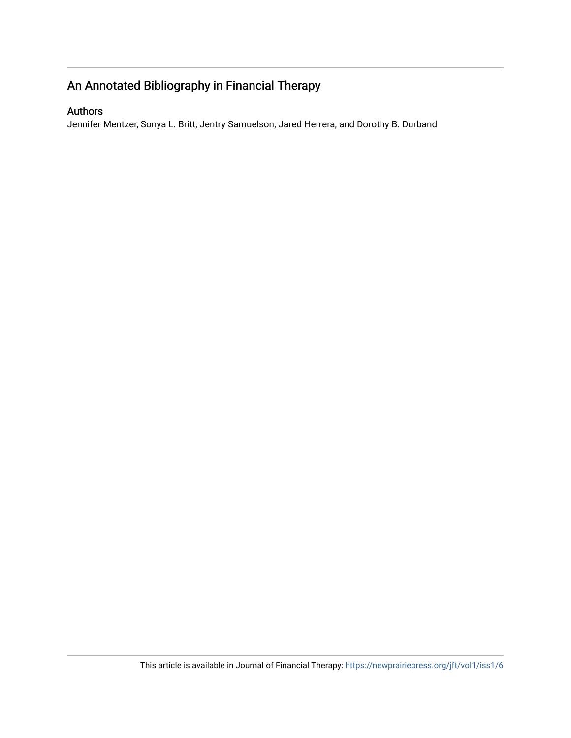## An Annotated Bibliography in Financial Therapy

### Authors

Jennifer Mentzer, Sonya L. Britt, Jentry Samuelson, Jared Herrera, and Dorothy B. Durband

This article is available in Journal of Financial Therapy: https://newprairiepress.org/jft/vol1/iss1/6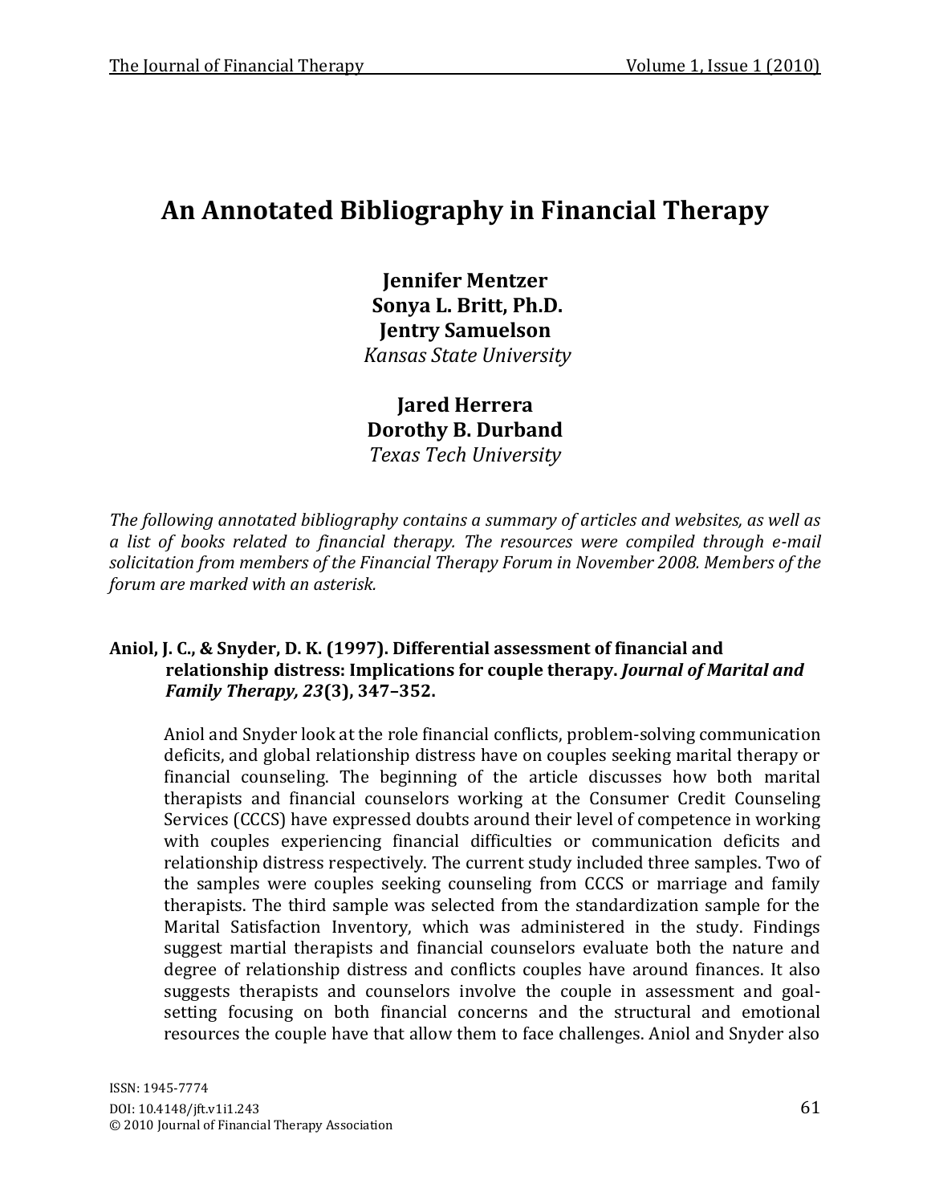# An Annotated Bibliography in Financial Therapy

**Jennifer Mentzer**
**Sonya L. Britt, Ph.D.**
**Jentry Samuelson**
*Kansas State University*

**Jared Herrera**
**Dorothy B. Durband**
*Texas Tech University*

*The following annotated bibliography contains a summary of articles and websites, as well as a list of books related to financial therapy. The resources were compiled through e-mail solicitation from members of the Financial Therapy Forum in November 2008. Members of the forum are marked with an asterisk.*

**Aniol, J. C., & Snyder, D. K. (1997). Differential assessment of financial and relationship distress: Implications for couple therapy. *Journal of Marital and Family Therapy, 23*(3), 347–352.**

Aniol and Snyder look at the role financial conflicts, problem-solving communication deficits, and global relationship distress have on couples seeking marital therapy or financial counseling. The beginning of the article discusses how both marital therapists and financial counselors working at the Consumer Credit Counseling Services (CCCS) have expressed doubts around their level of competence in working with couples experiencing financial difficulties or communication deficits and relationship distress respectively. The current study included three samples. Two of the samples were couples seeking counseling from CCCS or marriage and family therapists. The third sample was selected from the standardization sample for the Marital Satisfaction Inventory, which was administered in the study. Findings suggest martial therapists and financial counselors evaluate both the nature and degree of relationship distress and conflicts couples have around finances. It also suggests therapists and counselors involve the couple in assessment and goal-setting focusing on both financial concerns and the structural and emotional resources the couple have that allow them to face challenges. Aniol and Snyder also

ISSN: 1945-7774
DOI: 10.4148/jft.v1i1.243
© 2010 Journal of Financial Therapy Association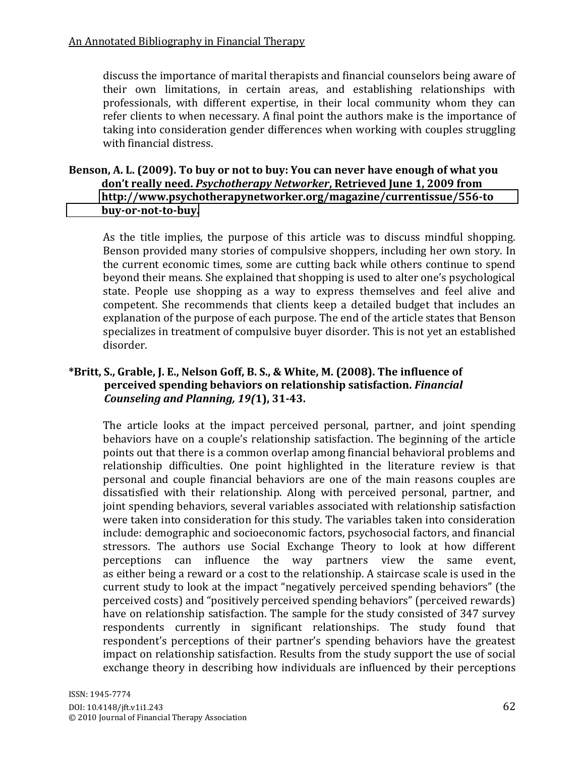discuss the importance of marital therapists and financial counselors being aware of their own limitations, in certain areas, and establishing relationships with professionals, with different expertise, in their local community whom they can refer clients to when necessary. A final point the authors make is the importance of taking into consideration gender differences when working with couples struggling with financial distress.

**Benson, A. L. (2009). To buy or not to buy: You can never have enough of what you don't really need. *Psychotherapy Networker*, Retrieved June 1, 2009 from http://www.psychotherapynetworker.org/magazine/currentissue/556-to buy-or-not-to-buy.**

As the title implies, the purpose of this article was to discuss mindful shopping. Benson provided many stories of compulsive shoppers, including her own story. In the current economic times, some are cutting back while others continue to spend beyond their means. She explained that shopping is used to alter one's psychological state. People use shopping as a way to express themselves and feel alive and competent. She recommends that clients keep a detailed budget that includes an explanation of the purpose of each purpose. The end of the article states that Benson specializes in treatment of compulsive buyer disorder. This is not yet an established disorder.

**\*Britt, S., Grable, J. E., Nelson Goff, B. S., & White, M. (2008). The influence of perceived spending behaviors on relationship satisfaction. *Financial Counseling and Planning, 19(*1), 31-43.**

The article looks at the impact perceived personal, partner, and joint spending behaviors have on a couple's relationship satisfaction. The beginning of the article points out that there is a common overlap among financial behavioral problems and relationship difficulties. One point highlighted in the literature review is that personal and couple financial behaviors are one of the main reasons couples are dissatisfied with their relationship. Along with perceived personal, partner, and joint spending behaviors, several variables associated with relationship satisfaction were taken into consideration for this study. The variables taken into consideration include: demographic and socioeconomic factors, psychosocial factors, and financial stressors. The authors use Social Exchange Theory to look at how different perceptions can influence the way partners view the same event, as either being a reward or a cost to the relationship. A staircase scale is used in the current study to look at the impact "negatively perceived spending behaviors" (the perceived costs) and "positively perceived spending behaviors" (perceived rewards) have on relationship satisfaction. The sample for the study consisted of 347 survey respondents currently in significant relationships. The study found that respondent's perceptions of their partner's spending behaviors have the greatest impact on relationship satisfaction. Results from the study support the use of social exchange theory in describing how individuals are influenced by their perceptions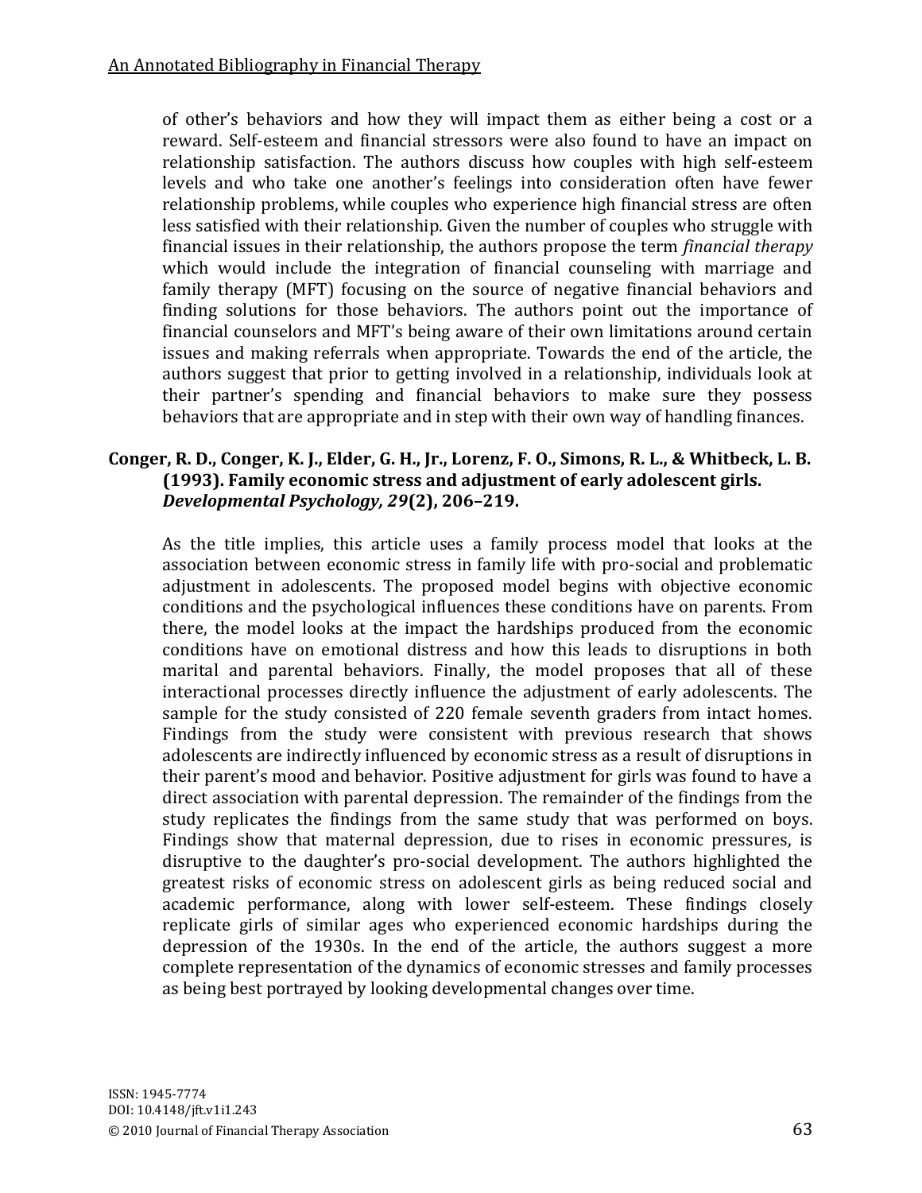of other's behaviors and how they will impact them as either being a cost or a reward. Self-esteem and financial stressors were also found to have an impact on relationship satisfaction. The authors discuss how couples with high self-esteem levels and who take one another's feelings into consideration often have fewer relationship problems, while couples who experience high financial stress are often less satisfied with their relationship. Given the number of couples who struggle with financial issues in their relationship, the authors propose the term *financial therapy* which would include the integration of financial counseling with marriage and family therapy (MFT) focusing on the source of negative financial behaviors and finding solutions for those behaviors. The authors point out the importance of financial counselors and MFT's being aware of their own limitations around certain issues and making referrals when appropriate. Towards the end of the article, the authors suggest that prior to getting involved in a relationship, individuals look at their partner's spending and financial behaviors to make sure they possess behaviors that are appropriate and in step with their own way of handling finances.

**Conger, R. D., Conger, K. J., Elder, G. H., Jr., Lorenz, F. O., Simons, R. L., & Whitbeck, L. B. (1993). Family economic stress and adjustment of early adolescent girls. *Developmental Psychology, 29*(2), 206–219.**

As the title implies, this article uses a family process model that looks at the association between economic stress in family life with pro-social and problematic adjustment in adolescents. The proposed model begins with objective economic conditions and the psychological influences these conditions have on parents. From there, the model looks at the impact the hardships produced from the economic conditions have on emotional distress and how this leads to disruptions in both marital and parental behaviors. Finally, the model proposes that all of these interactional processes directly influence the adjustment of early adolescents. The sample for the study consisted of 220 female seventh graders from intact homes. Findings from the study were consistent with previous research that shows adolescents are indirectly influenced by economic stress as a result of disruptions in their parent's mood and behavior. Positive adjustment for girls was found to have a direct association with parental depression. The remainder of the findings from the study replicates the findings from the same study that was performed on boys. Findings show that maternal depression, due to rises in economic pressures, is disruptive to the daughter's pro-social development. The authors highlighted the greatest risks of economic stress on adolescent girls as being reduced social and academic performance, along with lower self-esteem. These findings closely replicate girls of similar ages who experienced economic hardships during the depression of the 1930s. In the end of the article, the authors suggest a more complete representation of the dynamics of economic stresses and family processes as being best portrayed by looking developmental changes over time.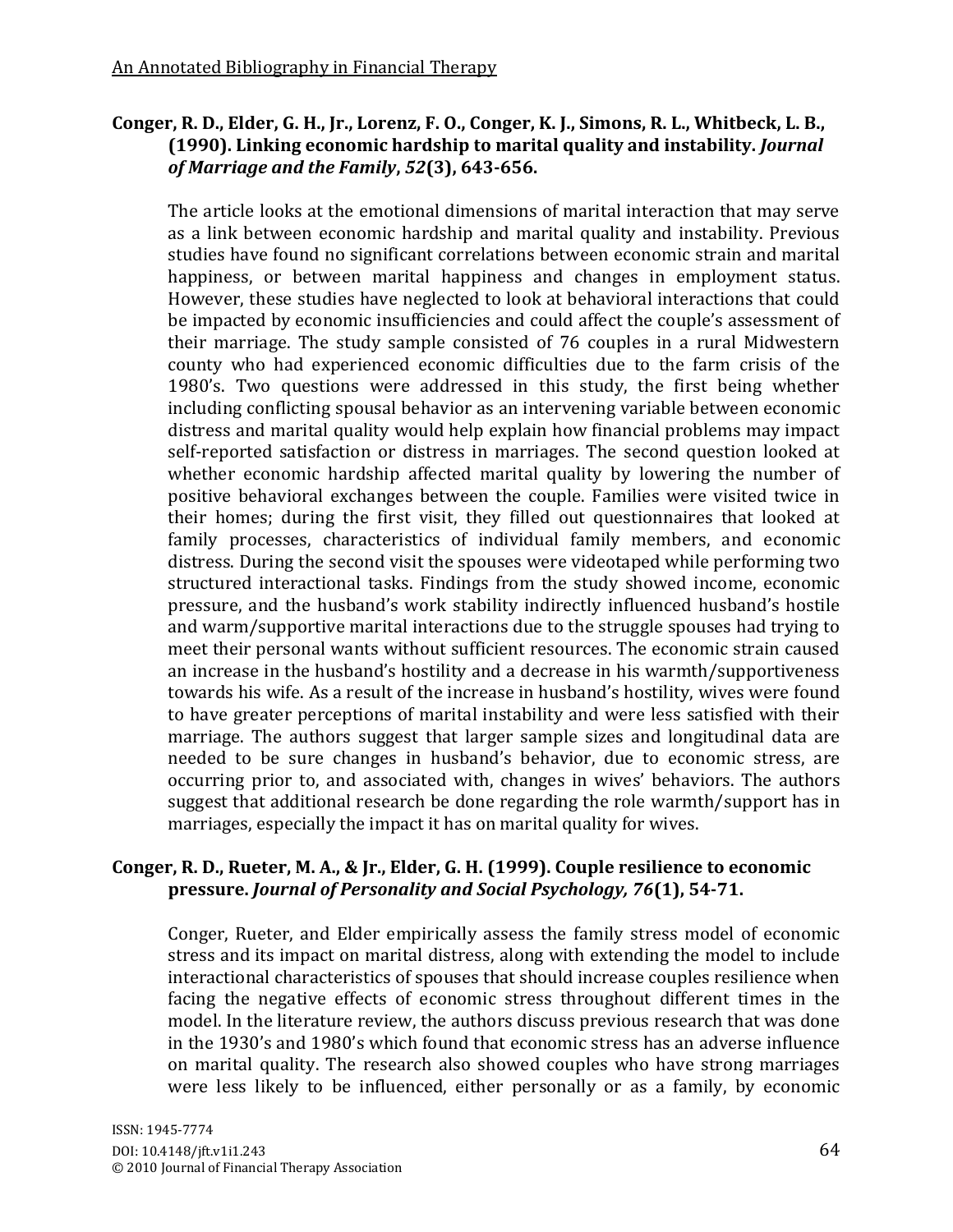**Conger, R. D., Elder, G. H., Jr., Lorenz, F. O., Conger, K. J., Simons, R. L., Whitbeck, L. B., (1990). Linking economic hardship to marital quality and instability. *Journal of Marriage and the Family*, *52*(3), 643-656.**

The article looks at the emotional dimensions of marital interaction that may serve as a link between economic hardship and marital quality and instability. Previous studies have found no significant correlations between economic strain and marital happiness, or between marital happiness and changes in employment status. However, these studies have neglected to look at behavioral interactions that could be impacted by economic insufficiencies and could affect the couple's assessment of their marriage. The study sample consisted of 76 couples in a rural Midwestern county who had experienced economic difficulties due to the farm crisis of the 1980's. Two questions were addressed in this study, the first being whether including conflicting spousal behavior as an intervening variable between economic distress and marital quality would help explain how financial problems may impact self-reported satisfaction or distress in marriages. The second question looked at whether economic hardship affected marital quality by lowering the number of positive behavioral exchanges between the couple. Families were visited twice in their homes; during the first visit, they filled out questionnaires that looked at family processes, characteristics of individual family members, and economic distress. During the second visit the spouses were videotaped while performing two structured interactional tasks. Findings from the study showed income, economic pressure, and the husband's work stability indirectly influenced husband's hostile and warm/supportive marital interactions due to the struggle spouses had trying to meet their personal wants without sufficient resources. The economic strain caused an increase in the husband's hostility and a decrease in his warmth/supportiveness towards his wife. As a result of the increase in husband's hostility, wives were found to have greater perceptions of marital instability and were less satisfied with their marriage. The authors suggest that larger sample sizes and longitudinal data are needed to be sure changes in husband's behavior, due to economic stress, are occurring prior to, and associated with, changes in wives' behaviors. The authors suggest that additional research be done regarding the role warmth/support has in marriages, especially the impact it has on marital quality for wives.

**Conger, R. D., Rueter, M. A., & Jr., Elder, G. H. (1999). Couple resilience to economic pressure. *Journal of Personality and Social Psychology, 76*(1), 54-71.**

Conger, Rueter, and Elder empirically assess the family stress model of economic stress and its impact on marital distress, along with extending the model to include interactional characteristics of spouses that should increase couples resilience when facing the negative effects of economic stress throughout different times in the model. In the literature review, the authors discuss previous research that was done in the 1930's and 1980's which found that economic stress has an adverse influence on marital quality. The research also showed couples who have strong marriages were less likely to be influenced, either personally or as a family, by economic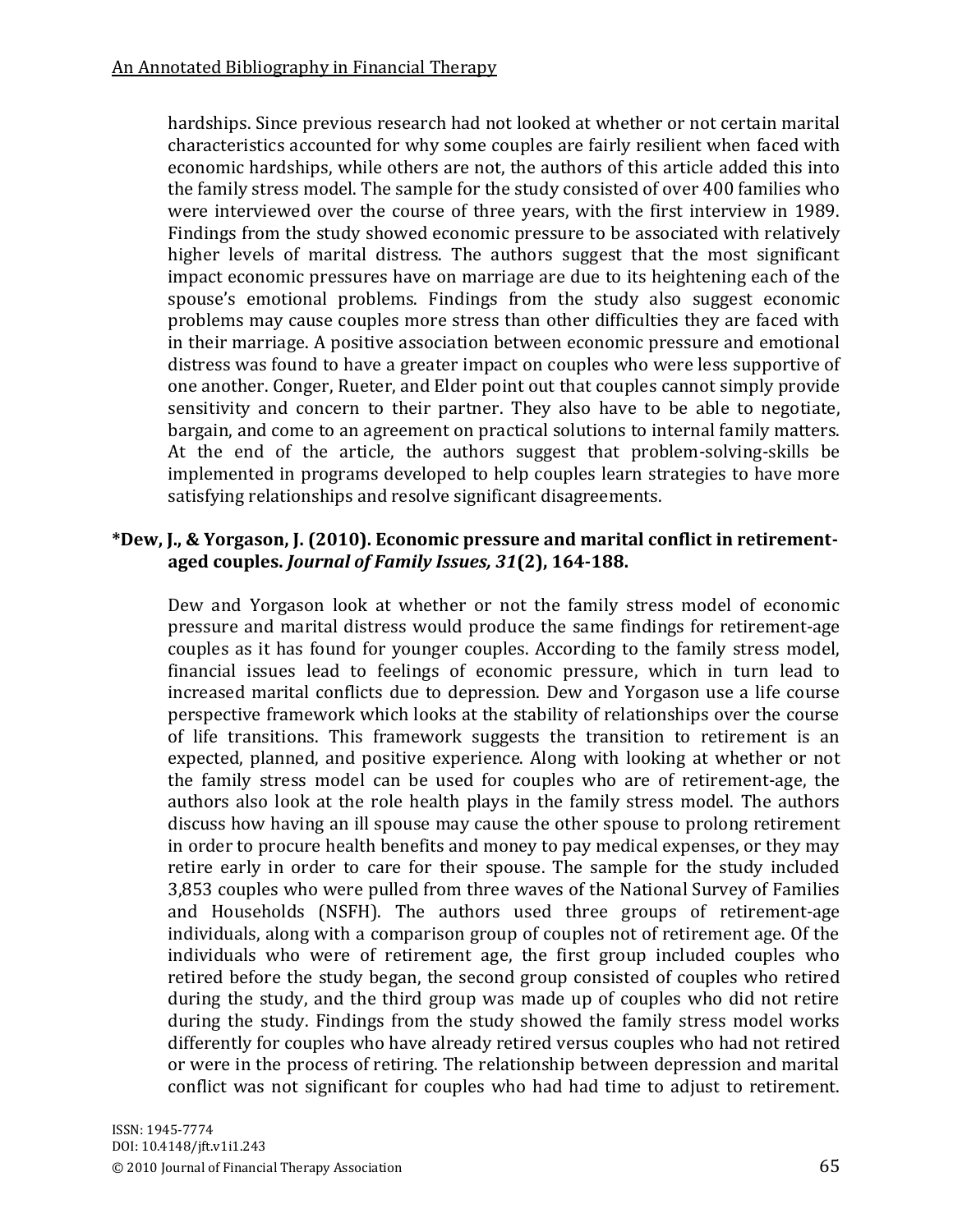hardships. Since previous research had not looked at whether or not certain marital characteristics accounted for why some couples are fairly resilient when faced with economic hardships, while others are not, the authors of this article added this into the family stress model. The sample for the study consisted of over 400 families who were interviewed over the course of three years, with the first interview in 1989. Findings from the study showed economic pressure to be associated with relatively higher levels of marital distress. The authors suggest that the most significant impact economic pressures have on marriage are due to its heightening each of the spouse's emotional problems. Findings from the study also suggest economic problems may cause couples more stress than other difficulties they are faced with in their marriage. A positive association between economic pressure and emotional distress was found to have a greater impact on couples who were less supportive of one another. Conger, Rueter, and Elder point out that couples cannot simply provide sensitivity and concern to their partner. They also have to be able to negotiate, bargain, and come to an agreement on practical solutions to internal family matters. At the end of the article, the authors suggest that problem-solving-skills be implemented in programs developed to help couples learn strategies to have more satisfying relationships and resolve significant disagreements.

**\*Dew, J., & Yorgason, J. (2010). Economic pressure and marital conflict in retirement-aged couples. *Journal of Family Issues, 31*(2), 164-188.**

Dew and Yorgason look at whether or not the family stress model of economic pressure and marital distress would produce the same findings for retirement-age couples as it has found for younger couples. According to the family stress model, financial issues lead to feelings of economic pressure, which in turn lead to increased marital conflicts due to depression. Dew and Yorgason use a life course perspective framework which looks at the stability of relationships over the course of life transitions. This framework suggests the transition to retirement is an expected, planned, and positive experience. Along with looking at whether or not the family stress model can be used for couples who are of retirement-age, the authors also look at the role health plays in the family stress model. The authors discuss how having an ill spouse may cause the other spouse to prolong retirement in order to procure health benefits and money to pay medical expenses, or they may retire early in order to care for their spouse. The sample for the study included 3,853 couples who were pulled from three waves of the National Survey of Families and Households (NSFH). The authors used three groups of retirement-age individuals, along with a comparison group of couples not of retirement age. Of the individuals who were of retirement age, the first group included couples who retired before the study began, the second group consisted of couples who retired during the study, and the third group was made up of couples who did not retire during the study. Findings from the study showed the family stress model works differently for couples who have already retired versus couples who had not retired or were in the process of retiring. The relationship between depression and marital conflict was not significant for couples who had had time to adjust to retirement.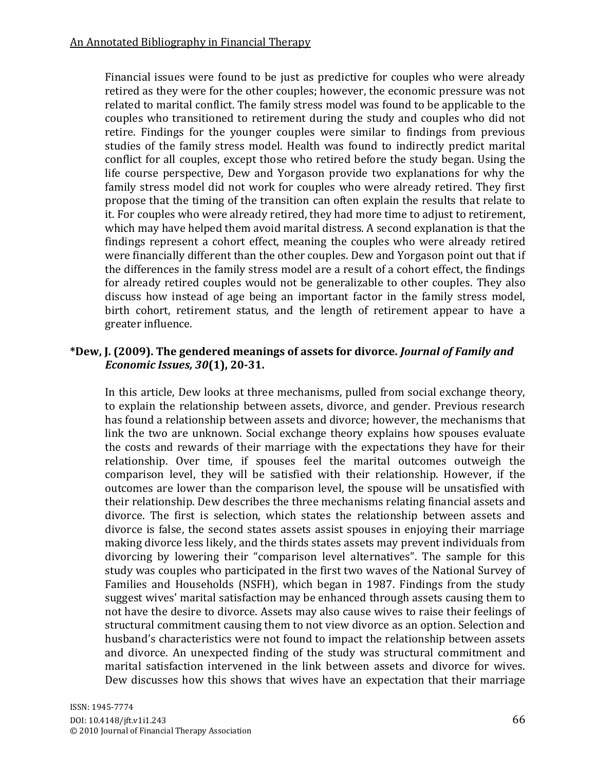Financial issues were found to be just as predictive for couples who were already retired as they were for the other couples; however, the economic pressure was not related to marital conflict. The family stress model was found to be applicable to the couples who transitioned to retirement during the study and couples who did not retire. Findings for the younger couples were similar to findings from previous studies of the family stress model. Health was found to indirectly predict marital conflict for all couples, except those who retired before the study began. Using the life course perspective, Dew and Yorgason provide two explanations for why the family stress model did not work for couples who were already retired. They first propose that the timing of the transition can often explain the results that relate to it. For couples who were already retired, they had more time to adjust to retirement, which may have helped them avoid marital distress. A second explanation is that the findings represent a cohort effect, meaning the couples who were already retired were financially different than the other couples. Dew and Yorgason point out that if the differences in the family stress model are a result of a cohort effect, the findings for already retired couples would not be generalizable to other couples. They also discuss how instead of age being an important factor in the family stress model, birth cohort, retirement status, and the length of retirement appear to have a greater influence.

**\*Dew, J. (2009). The gendered meanings of assets for divorce. *Journal of Family and Economic Issues, 30*(1), 20-31.**

In this article, Dew looks at three mechanisms, pulled from social exchange theory, to explain the relationship between assets, divorce, and gender. Previous research has found a relationship between assets and divorce; however, the mechanisms that link the two are unknown. Social exchange theory explains how spouses evaluate the costs and rewards of their marriage with the expectations they have for their relationship. Over time, if spouses feel the marital outcomes outweigh the comparison level, they will be satisfied with their relationship. However, if the outcomes are lower than the comparison level, the spouse will be unsatisfied with their relationship. Dew describes the three mechanisms relating financial assets and divorce. The first is selection, which states the relationship between assets and divorce is false, the second states assets assist spouses in enjoying their marriage making divorce less likely, and the thirds states assets may prevent individuals from divorcing by lowering their "comparison level alternatives". The sample for this study was couples who participated in the first two waves of the National Survey of Families and Households (NSFH), which began in 1987. Findings from the study suggest wives' marital satisfaction may be enhanced through assets causing them to not have the desire to divorce. Assets may also cause wives to raise their feelings of structural commitment causing them to not view divorce as an option. Selection and husband's characteristics were not found to impact the relationship between assets and divorce. An unexpected finding of the study was structural commitment and marital satisfaction intervened in the link between assets and divorce for wives. Dew discusses how this shows that wives have an expectation that their marriage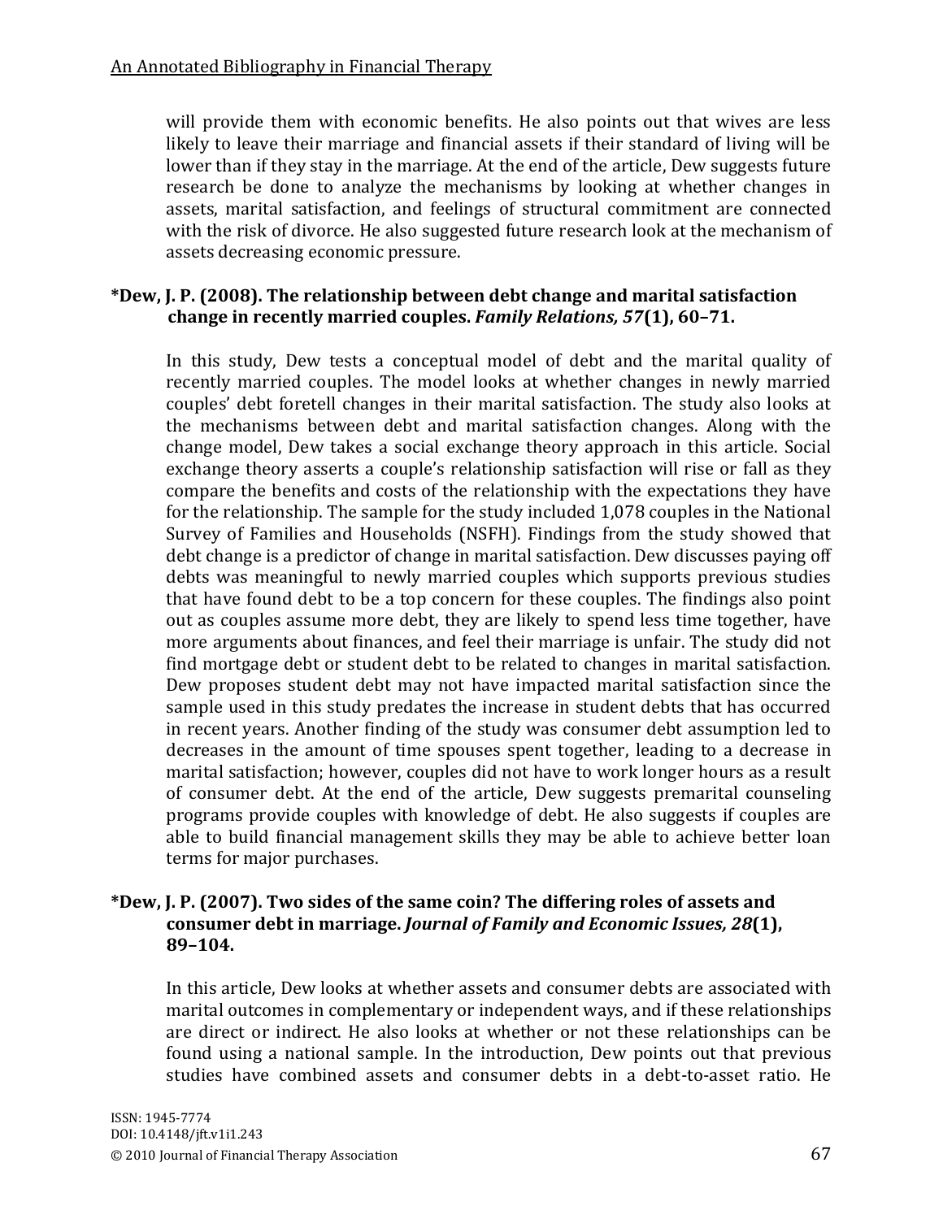will provide them with economic benefits. He also points out that wives are less likely to leave their marriage and financial assets if their standard of living will be lower than if they stay in the marriage. At the end of the article, Dew suggests future research be done to analyze the mechanisms by looking at whether changes in assets, marital satisfaction, and feelings of structural commitment are connected with the risk of divorce. He also suggested future research look at the mechanism of assets decreasing economic pressure.

**\*Dew, J. P. (2008). The relationship between debt change and marital satisfaction change in recently married couples. *Family Relations, 57*(1), 60–71.**

In this study, Dew tests a conceptual model of debt and the marital quality of recently married couples. The model looks at whether changes in newly married couples' debt foretell changes in their marital satisfaction. The study also looks at the mechanisms between debt and marital satisfaction changes. Along with the change model, Dew takes a social exchange theory approach in this article. Social exchange theory asserts a couple's relationship satisfaction will rise or fall as they compare the benefits and costs of the relationship with the expectations they have for the relationship. The sample for the study included 1,078 couples in the National Survey of Families and Households (NSFH). Findings from the study showed that debt change is a predictor of change in marital satisfaction. Dew discusses paying off debts was meaningful to newly married couples which supports previous studies that have found debt to be a top concern for these couples. The findings also point out as couples assume more debt, they are likely to spend less time together, have more arguments about finances, and feel their marriage is unfair. The study did not find mortgage debt or student debt to be related to changes in marital satisfaction. Dew proposes student debt may not have impacted marital satisfaction since the sample used in this study predates the increase in student debts that has occurred in recent years. Another finding of the study was consumer debt assumption led to decreases in the amount of time spouses spent together, leading to a decrease in marital satisfaction; however, couples did not have to work longer hours as a result of consumer debt. At the end of the article, Dew suggests premarital counseling programs provide couples with knowledge of debt. He also suggests if couples are able to build financial management skills they may be able to achieve better loan terms for major purchases.

**\*Dew, J. P. (2007). Two sides of the same coin? The differing roles of assets and consumer debt in marriage. *Journal of Family and Economic Issues, 28*(1), 89–104.**

In this article, Dew looks at whether assets and consumer debts are associated with marital outcomes in complementary or independent ways, and if these relationships are direct or indirect. He also looks at whether or not these relationships can be found using a national sample. In the introduction, Dew points out that previous studies have combined assets and consumer debts in a debt-to-asset ratio. He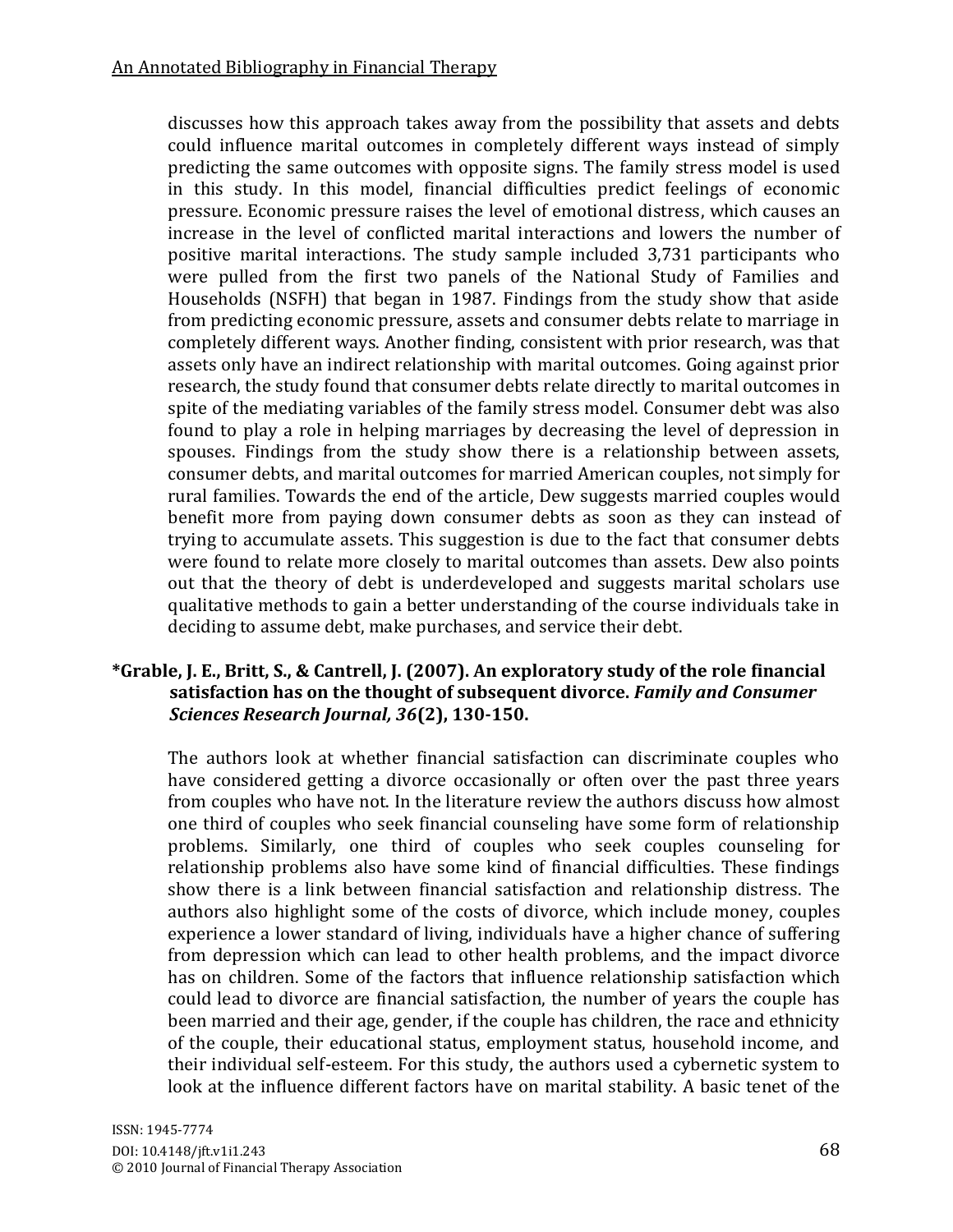discusses how this approach takes away from the possibility that assets and debts could influence marital outcomes in completely different ways instead of simply predicting the same outcomes with opposite signs. The family stress model is used in this study. In this model, financial difficulties predict feelings of economic pressure. Economic pressure raises the level of emotional distress, which causes an increase in the level of conflicted marital interactions and lowers the number of positive marital interactions. The study sample included 3,731 participants who were pulled from the first two panels of the National Study of Families and Households (NSFH) that began in 1987. Findings from the study show that aside from predicting economic pressure, assets and consumer debts relate to marriage in completely different ways. Another finding, consistent with prior research, was that assets only have an indirect relationship with marital outcomes. Going against prior research, the study found that consumer debts relate directly to marital outcomes in spite of the mediating variables of the family stress model. Consumer debt was also found to play a role in helping marriages by decreasing the level of depression in spouses. Findings from the study show there is a relationship between assets, consumer debts, and marital outcomes for married American couples, not simply for rural families. Towards the end of the article, Dew suggests married couples would benefit more from paying down consumer debts as soon as they can instead of trying to accumulate assets. This suggestion is due to the fact that consumer debts were found to relate more closely to marital outcomes than assets. Dew also points out that the theory of debt is underdeveloped and suggests marital scholars use qualitative methods to gain a better understanding of the course individuals take in deciding to assume debt, make purchases, and service their debt.

**\*Grable, J. E., Britt, S., & Cantrell, J. (2007). An exploratory study of the role financial satisfaction has on the thought of subsequent divorce. *Family and Consumer Sciences Research Journal, 36*(2), 130-150.**

The authors look at whether financial satisfaction can discriminate couples who have considered getting a divorce occasionally or often over the past three years from couples who have not. In the literature review the authors discuss how almost one third of couples who seek financial counseling have some form of relationship problems. Similarly, one third of couples who seek couples counseling for relationship problems also have some kind of financial difficulties. These findings show there is a link between financial satisfaction and relationship distress. The authors also highlight some of the costs of divorce, which include money, couples experience a lower standard of living, individuals have a higher chance of suffering from depression which can lead to other health problems, and the impact divorce has on children. Some of the factors that influence relationship satisfaction which could lead to divorce are financial satisfaction, the number of years the couple has been married and their age, gender, if the couple has children, the race and ethnicity of the couple, their educational status, employment status, household income, and their individual self-esteem. For this study, the authors used a cybernetic system to look at the influence different factors have on marital stability. A basic tenet of the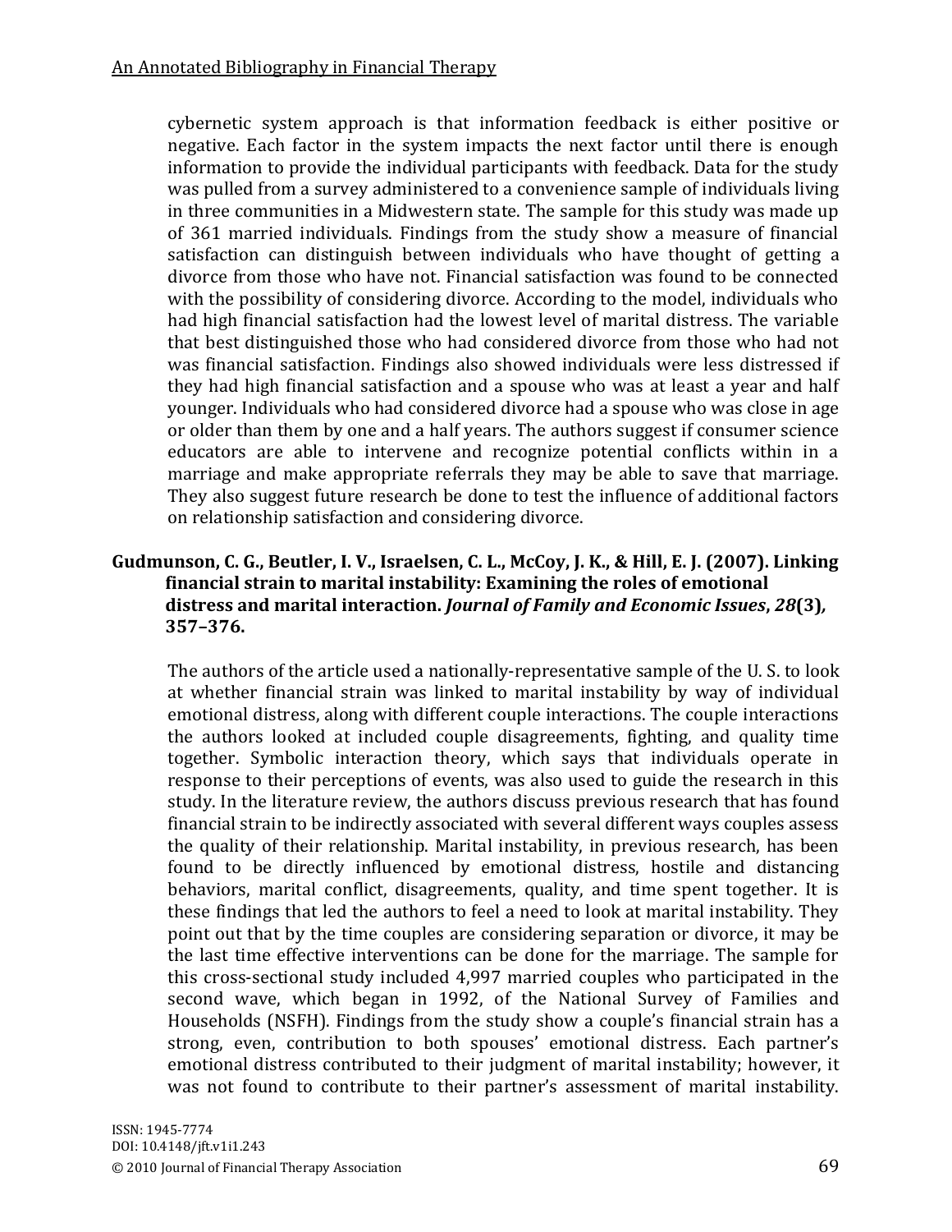cybernetic system approach is that information feedback is either positive or negative. Each factor in the system impacts the next factor until there is enough information to provide the individual participants with feedback. Data for the study was pulled from a survey administered to a convenience sample of individuals living in three communities in a Midwestern state. The sample for this study was made up of 361 married individuals. Findings from the study show a measure of financial satisfaction can distinguish between individuals who have thought of getting a divorce from those who have not. Financial satisfaction was found to be connected with the possibility of considering divorce. According to the model, individuals who had high financial satisfaction had the lowest level of marital distress. The variable that best distinguished those who had considered divorce from those who had not was financial satisfaction. Findings also showed individuals were less distressed if they had high financial satisfaction and a spouse who was at least a year and half younger. Individuals who had considered divorce had a spouse who was close in age or older than them by one and a half years. The authors suggest if consumer science educators are able to intervene and recognize potential conflicts within in a marriage and make appropriate referrals they may be able to save that marriage. They also suggest future research be done to test the influence of additional factors on relationship satisfaction and considering divorce.

**Gudmunson, C. G., Beutler, I. V., Israelsen, C. L., McCoy, J. K., & Hill, E. J. (2007). Linking financial strain to marital instability: Examining the roles of emotional distress and marital interaction. *Journal of Family and Economic Issues*, *28*(3), 357–376.**

The authors of the article used a nationally-representative sample of the U. S. to look at whether financial strain was linked to marital instability by way of individual emotional distress, along with different couple interactions. The couple interactions the authors looked at included couple disagreements, fighting, and quality time together. Symbolic interaction theory, which says that individuals operate in response to their perceptions of events, was also used to guide the research in this study. In the literature review, the authors discuss previous research that has found financial strain to be indirectly associated with several different ways couples assess the quality of their relationship. Marital instability, in previous research, has been found to be directly influenced by emotional distress, hostile and distancing behaviors, marital conflict, disagreements, quality, and time spent together. It is these findings that led the authors to feel a need to look at marital instability. They point out that by the time couples are considering separation or divorce, it may be the last time effective interventions can be done for the marriage. The sample for this cross-sectional study included 4,997 married couples who participated in the second wave, which began in 1992, of the National Survey of Families and Households (NSFH). Findings from the study show a couple's financial strain has a strong, even, contribution to both spouses' emotional distress. Each partner's emotional distress contributed to their judgment of marital instability; however, it was not found to contribute to their partner's assessment of marital instability.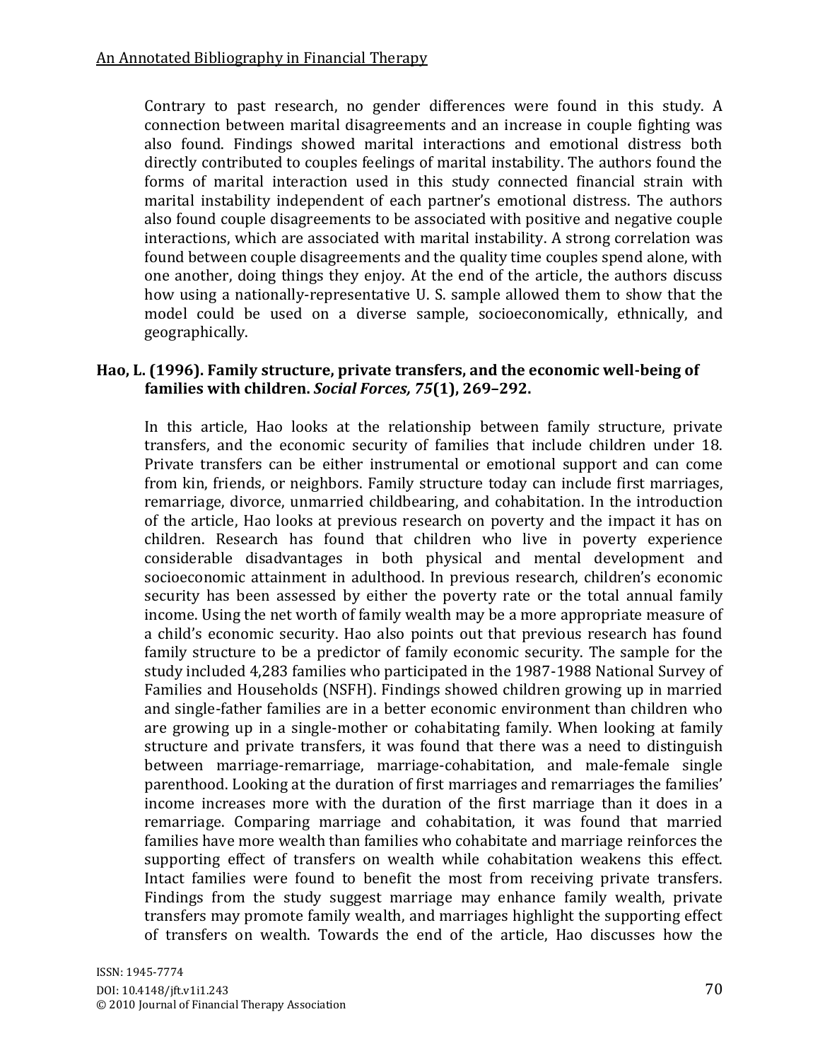Contrary to past research, no gender differences were found in this study. A connection between marital disagreements and an increase in couple fighting was also found. Findings showed marital interactions and emotional distress both directly contributed to couples feelings of marital instability. The authors found the forms of marital interaction used in this study connected financial strain with marital instability independent of each partner's emotional distress. The authors also found couple disagreements to be associated with positive and negative couple interactions, which are associated with marital instability. A strong correlation was found between couple disagreements and the quality time couples spend alone, with one another, doing things they enjoy. At the end of the article, the authors discuss how using a nationally-representative U. S. sample allowed them to show that the model could be used on a diverse sample, socioeconomically, ethnically, and geographically.

**Hao, L. (1996). Family structure, private transfers, and the economic well-being of families with children. *Social Forces, 75*(1), 269–292.**

In this article, Hao looks at the relationship between family structure, private transfers, and the economic security of families that include children under 18. Private transfers can be either instrumental or emotional support and can come from kin, friends, or neighbors. Family structure today can include first marriages, remarriage, divorce, unmarried childbearing, and cohabitation. In the introduction of the article, Hao looks at previous research on poverty and the impact it has on children. Research has found that children who live in poverty experience considerable disadvantages in both physical and mental development and socioeconomic attainment in adulthood. In previous research, children's economic security has been assessed by either the poverty rate or the total annual family income. Using the net worth of family wealth may be a more appropriate measure of a child's economic security. Hao also points out that previous research has found family structure to be a predictor of family economic security. The sample for the study included 4,283 families who participated in the 1987-1988 National Survey of Families and Households (NSFH). Findings showed children growing up in married and single-father families are in a better economic environment than children who are growing up in a single-mother or cohabitating family. When looking at family structure and private transfers, it was found that there was a need to distinguish between marriage-remarriage, marriage-cohabitation, and male-female single parenthood. Looking at the duration of first marriages and remarriages the families' income increases more with the duration of the first marriage than it does in a remarriage. Comparing marriage and cohabitation, it was found that married families have more wealth than families who cohabitate and marriage reinforces the supporting effect of transfers on wealth while cohabitation weakens this effect. Intact families were found to benefit the most from receiving private transfers. Findings from the study suggest marriage may enhance family wealth, private transfers may promote family wealth, and marriages highlight the supporting effect of transfers on wealth. Towards the end of the article, Hao discusses how the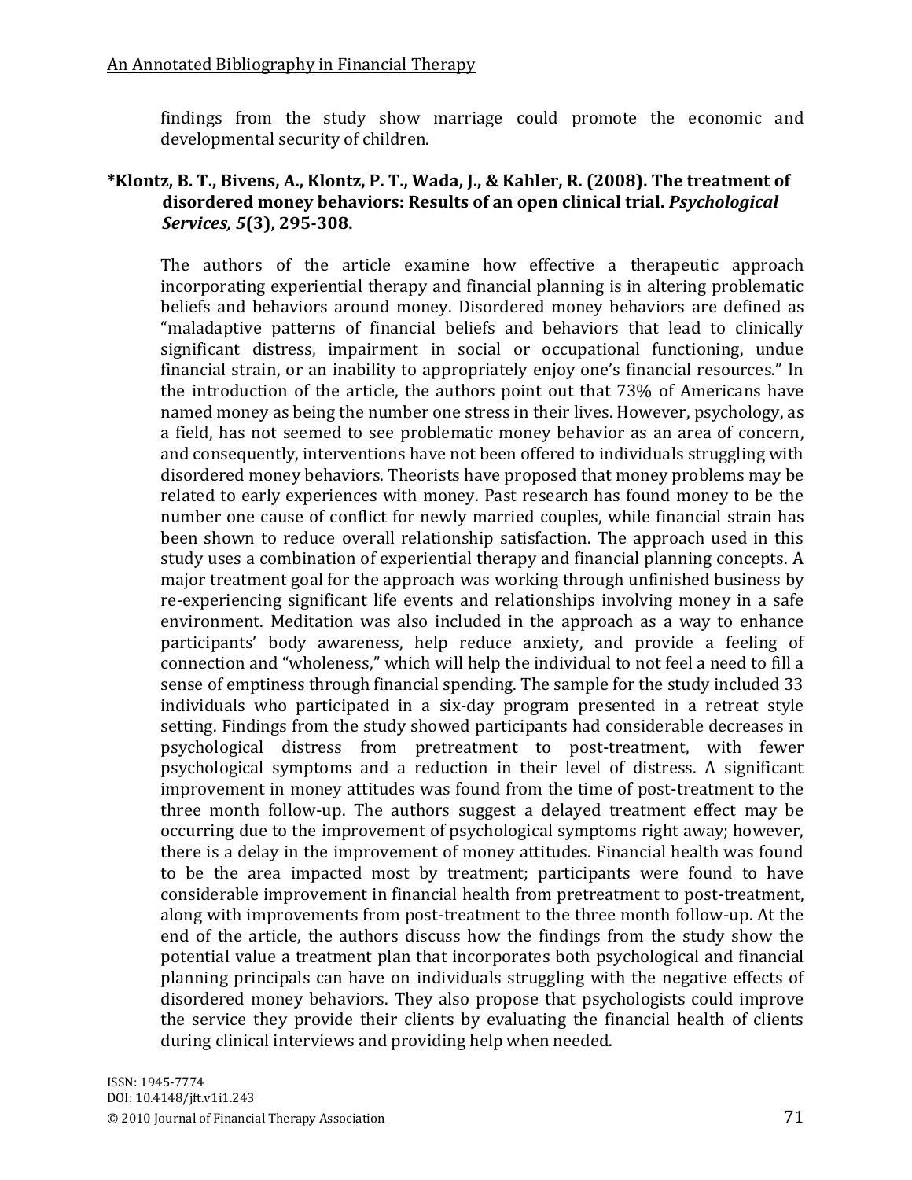findings from the study show marriage could promote the economic and developmental security of children.

**\*Klontz, B. T., Bivens, A., Klontz, P. T., Wada, J., & Kahler, R. (2008). The treatment of disordered money behaviors: Results of an open clinical trial. *Psychological Services, 5*(3), 295-308.**

The authors of the article examine how effective a therapeutic approach incorporating experiential therapy and financial planning is in altering problematic beliefs and behaviors around money. Disordered money behaviors are defined as "maladaptive patterns of financial beliefs and behaviors that lead to clinically significant distress, impairment in social or occupational functioning, undue financial strain, or an inability to appropriately enjoy one's financial resources." In the introduction of the article, the authors point out that 73% of Americans have named money as being the number one stress in their lives. However, psychology, as a field, has not seemed to see problematic money behavior as an area of concern, and consequently, interventions have not been offered to individuals struggling with disordered money behaviors. Theorists have proposed that money problems may be related to early experiences with money. Past research has found money to be the number one cause of conflict for newly married couples, while financial strain has been shown to reduce overall relationship satisfaction. The approach used in this study uses a combination of experiential therapy and financial planning concepts. A major treatment goal for the approach was working through unfinished business by re-experiencing significant life events and relationships involving money in a safe environment. Meditation was also included in the approach as a way to enhance participants' body awareness, help reduce anxiety, and provide a feeling of connection and "wholeness," which will help the individual to not feel a need to fill a sense of emptiness through financial spending. The sample for the study included 33 individuals who participated in a six-day program presented in a retreat style setting. Findings from the study showed participants had considerable decreases in psychological distress from pretreatment to post-treatment, with fewer psychological symptoms and a reduction in their level of distress. A significant improvement in money attitudes was found from the time of post-treatment to the three month follow-up. The authors suggest a delayed treatment effect may be occurring due to the improvement of psychological symptoms right away; however, there is a delay in the improvement of money attitudes. Financial health was found to be the area impacted most by treatment; participants were found to have considerable improvement in financial health from pretreatment to post-treatment, along with improvements from post-treatment to the three month follow-up. At the end of the article, the authors discuss how the findings from the study show the potential value a treatment plan that incorporates both psychological and financial planning principals can have on individuals struggling with the negative effects of disordered money behaviors. They also propose that psychologists could improve the service they provide their clients by evaluating the financial health of clients during clinical interviews and providing help when needed.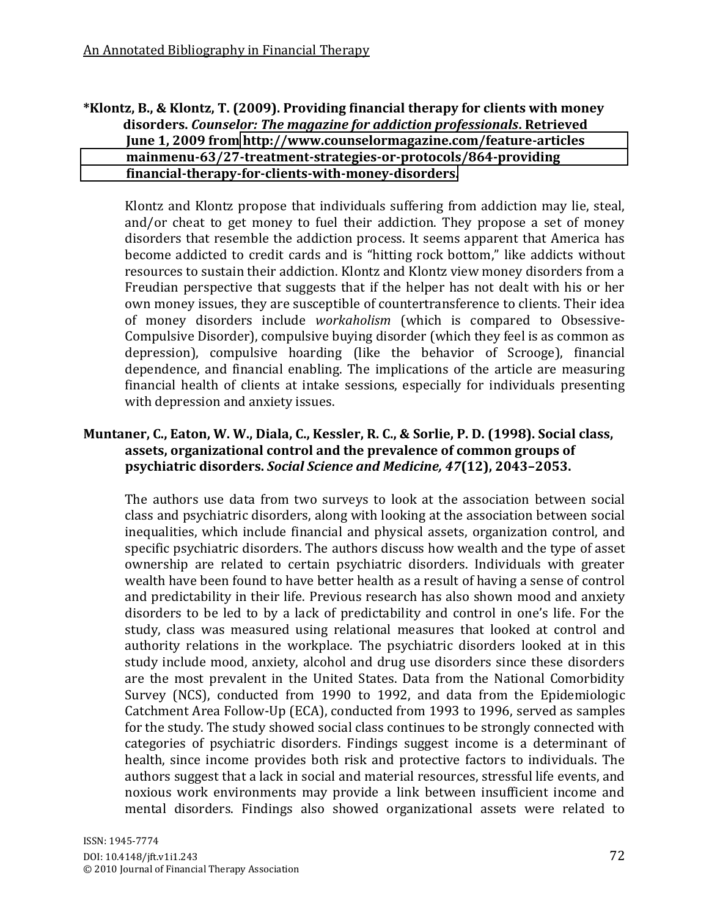**\*Klontz, B., & Klontz, T. (2009). Providing financial therapy for clients with money disorders. *Counselor: The magazine for addiction professionals*. Retrieved June 1, 2009 from http://www.counselormagazine.com/feature-articles mainmenu-63/27-treatment-strategies-or-protocols/864-providing financial-therapy-for-clients-with-money-disorders.**

Klontz and Klontz propose that individuals suffering from addiction may lie, steal, and/or cheat to get money to fuel their addiction. They propose a set of money disorders that resemble the addiction process. It seems apparent that America has become addicted to credit cards and is "hitting rock bottom," like addicts without resources to sustain their addiction. Klontz and Klontz view money disorders from a Freudian perspective that suggests that if the helper has not dealt with his or her own money issues, they are susceptible of countertransference to clients. Their idea of money disorders include *workaholism* (which is compared to Obsessive-Compulsive Disorder), compulsive buying disorder (which they feel is as common as depression), compulsive hoarding (like the behavior of Scrooge), financial dependence, and financial enabling. The implications of the article are measuring financial health of clients at intake sessions, especially for individuals presenting with depression and anxiety issues.

**Muntaner, C., Eaton, W. W., Diala, C., Kessler, R. C., & Sorlie, P. D. (1998). Social class, assets, organizational control and the prevalence of common groups of psychiatric disorders. *Social Science and Medicine, 47*(12), 2043–2053.**

The authors use data from two surveys to look at the association between social class and psychiatric disorders, along with looking at the association between social inequalities, which include financial and physical assets, organization control, and specific psychiatric disorders. The authors discuss how wealth and the type of asset ownership are related to certain psychiatric disorders. Individuals with greater wealth have been found to have better health as a result of having a sense of control and predictability in their life. Previous research has also shown mood and anxiety disorders to be led to by a lack of predictability and control in one's life. For the study, class was measured using relational measures that looked at control and authority relations in the workplace. The psychiatric disorders looked at in this study include mood, anxiety, alcohol and drug use disorders since these disorders are the most prevalent in the United States. Data from the National Comorbidity Survey (NCS), conducted from 1990 to 1992, and data from the Epidemiologic Catchment Area Follow-Up (ECA), conducted from 1993 to 1996, served as samples for the study. The study showed social class continues to be strongly connected with categories of psychiatric disorders. Findings suggest income is a determinant of health, since income provides both risk and protective factors to individuals. The authors suggest that a lack in social and material resources, stressful life events, and noxious work environments may provide a link between insufficient income and mental disorders. Findings also showed organizational assets were related to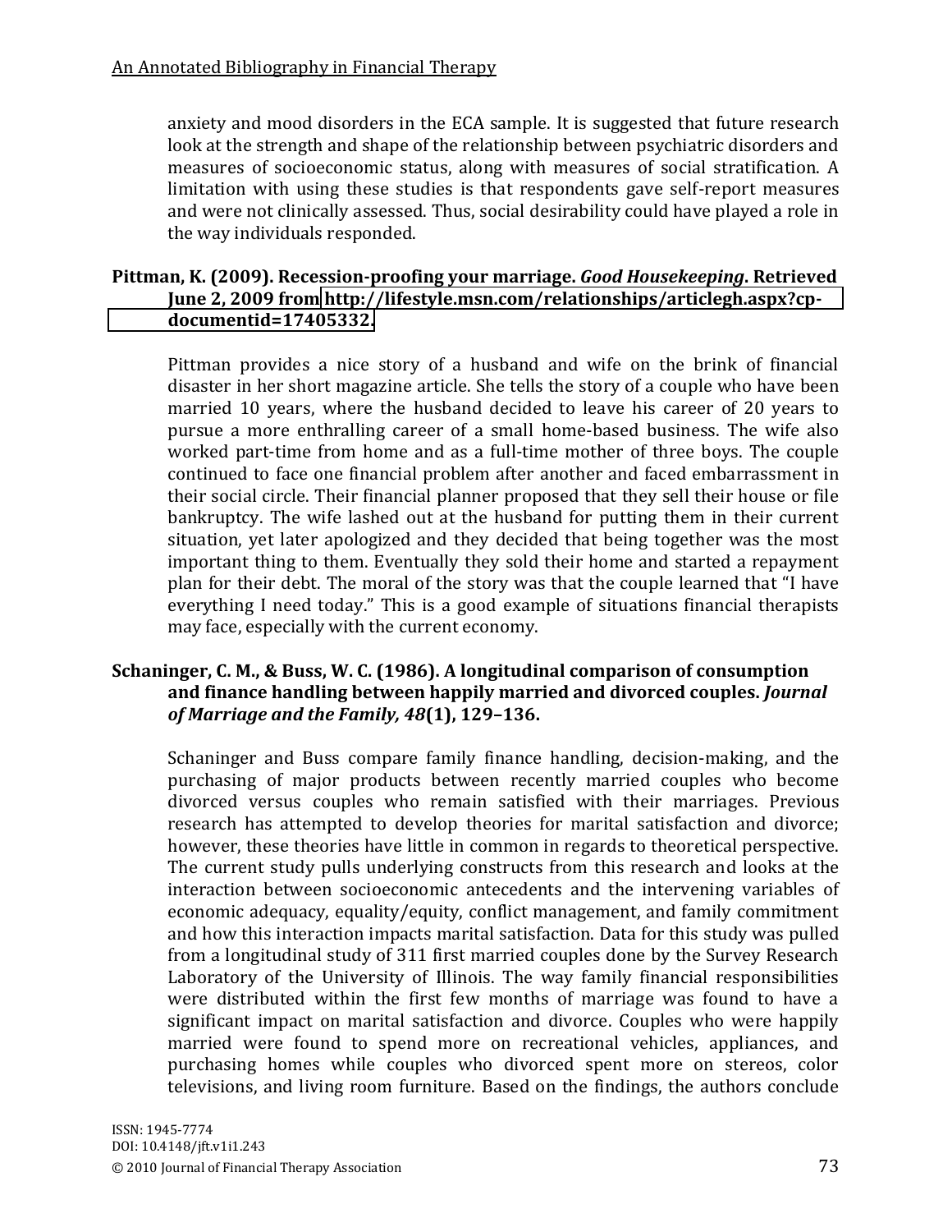anxiety and mood disorders in the ECA sample. It is suggested that future research look at the strength and shape of the relationship between psychiatric disorders and measures of socioeconomic status, along with measures of social stratification. A limitation with using these studies is that respondents gave self-report measures and were not clinically assessed. Thus, social desirability could have played a role in the way individuals responded.

**Pittman, K. (2009). Recession-proofing your marriage. *Good Housekeeping.* Retrieved June 2, 2009 from http://lifestyle.msn.com/relationships/articlegh.aspx?cp-documentid=17405332.**

Pittman provides a nice story of a husband and wife on the brink of financial disaster in her short magazine article. She tells the story of a couple who have been married 10 years, where the husband decided to leave his career of 20 years to pursue a more enthralling career of a small home-based business. The wife also worked part-time from home and as a full-time mother of three boys. The couple continued to face one financial problem after another and faced embarrassment in their social circle. Their financial planner proposed that they sell their house or file bankruptcy. The wife lashed out at the husband for putting them in their current situation, yet later apologized and they decided that being together was the most important thing to them. Eventually they sold their home and started a repayment plan for their debt. The moral of the story was that the couple learned that "I have everything I need today." This is a good example of situations financial therapists may face, especially with the current economy.

**Schaninger, C. M., & Buss, W. C. (1986). A longitudinal comparison of consumption and finance handling between happily married and divorced couples. *Journal of Marriage and the Family, 48*(1), 129–136.**

Schaninger and Buss compare family finance handling, decision-making, and the purchasing of major products between recently married couples who become divorced versus couples who remain satisfied with their marriages. Previous research has attempted to develop theories for marital satisfaction and divorce; however, these theories have little in common in regards to theoretical perspective. The current study pulls underlying constructs from this research and looks at the interaction between socioeconomic antecedents and the intervening variables of economic adequacy, equality/equity, conflict management, and family commitment and how this interaction impacts marital satisfaction. Data for this study was pulled from a longitudinal study of 311 first married couples done by the Survey Research Laboratory of the University of Illinois. The way family financial responsibilities were distributed within the first few months of marriage was found to have a significant impact on marital satisfaction and divorce. Couples who were happily married were found to spend more on recreational vehicles, appliances, and purchasing homes while couples who divorced spent more on stereos, color televisions, and living room furniture. Based on the findings, the authors conclude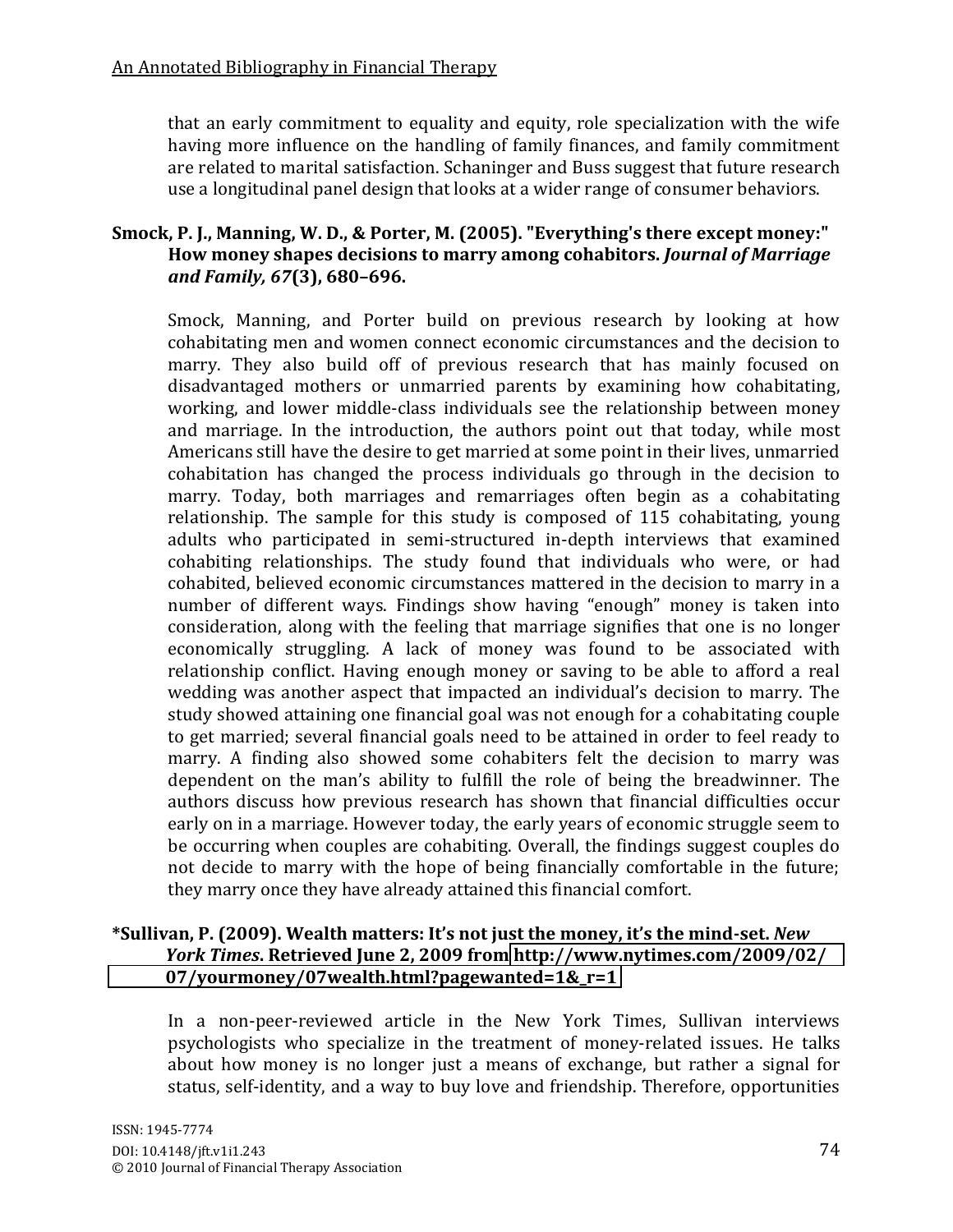that an early commitment to equality and equity, role specialization with the wife having more influence on the handling of family finances, and family commitment are related to marital satisfaction. Schaninger and Buss suggest that future research use a longitudinal panel design that looks at a wider range of consumer behaviors.

**Smock, P. J., Manning, W. D., & Porter, M. (2005). "Everything's there except money:" How money shapes decisions to marry among cohabitors. *Journal of Marriage and Family, 67*(3), 680–696.**

Smock, Manning, and Porter build on previous research by looking at how cohabitating men and women connect economic circumstances and the decision to marry. They also build off of previous research that has mainly focused on disadvantaged mothers or unmarried parents by examining how cohabitating, working, and lower middle-class individuals see the relationship between money and marriage. In the introduction, the authors point out that today, while most Americans still have the desire to get married at some point in their lives, unmarried cohabitation has changed the process individuals go through in the decision to marry. Today, both marriages and remarriages often begin as a cohabitating relationship. The sample for this study is composed of 115 cohabitating, young adults who participated in semi-structured in-depth interviews that examined cohabiting relationships. The study found that individuals who were, or had cohabited, believed economic circumstances mattered in the decision to marry in a number of different ways. Findings show having "enough" money is taken into consideration, along with the feeling that marriage signifies that one is no longer economically struggling. A lack of money was found to be associated with relationship conflict. Having enough money or saving to be able to afford a real wedding was another aspect that impacted an individual's decision to marry. The study showed attaining one financial goal was not enough for a cohabitating couple to get married; several financial goals need to be attained in order to feel ready to marry. A finding also showed some cohabiters felt the decision to marry was dependent on the man's ability to fulfill the role of being the breadwinner. The authors discuss how previous research has shown that financial difficulties occur early on in a marriage. However today, the early years of economic struggle seem to be occurring when couples are cohabiting. Overall, the findings suggest couples do not decide to marry with the hope of being financially comfortable in the future; they marry once they have already attained this financial comfort.

**\*Sullivan, P. (2009). Wealth matters: It's not just the money, it's the mind-set. *New York Times*. Retrieved June 2, 2009 from http://www.nytimes.com/2009/02/07/yourmoney/07wealth.html?pagewanted=1&_r=1**

In a non-peer-reviewed article in the New York Times, Sullivan interviews psychologists who specialize in the treatment of money-related issues. He talks about how money is no longer just a means of exchange, but rather a signal for status, self-identity, and a way to buy love and friendship. Therefore, opportunities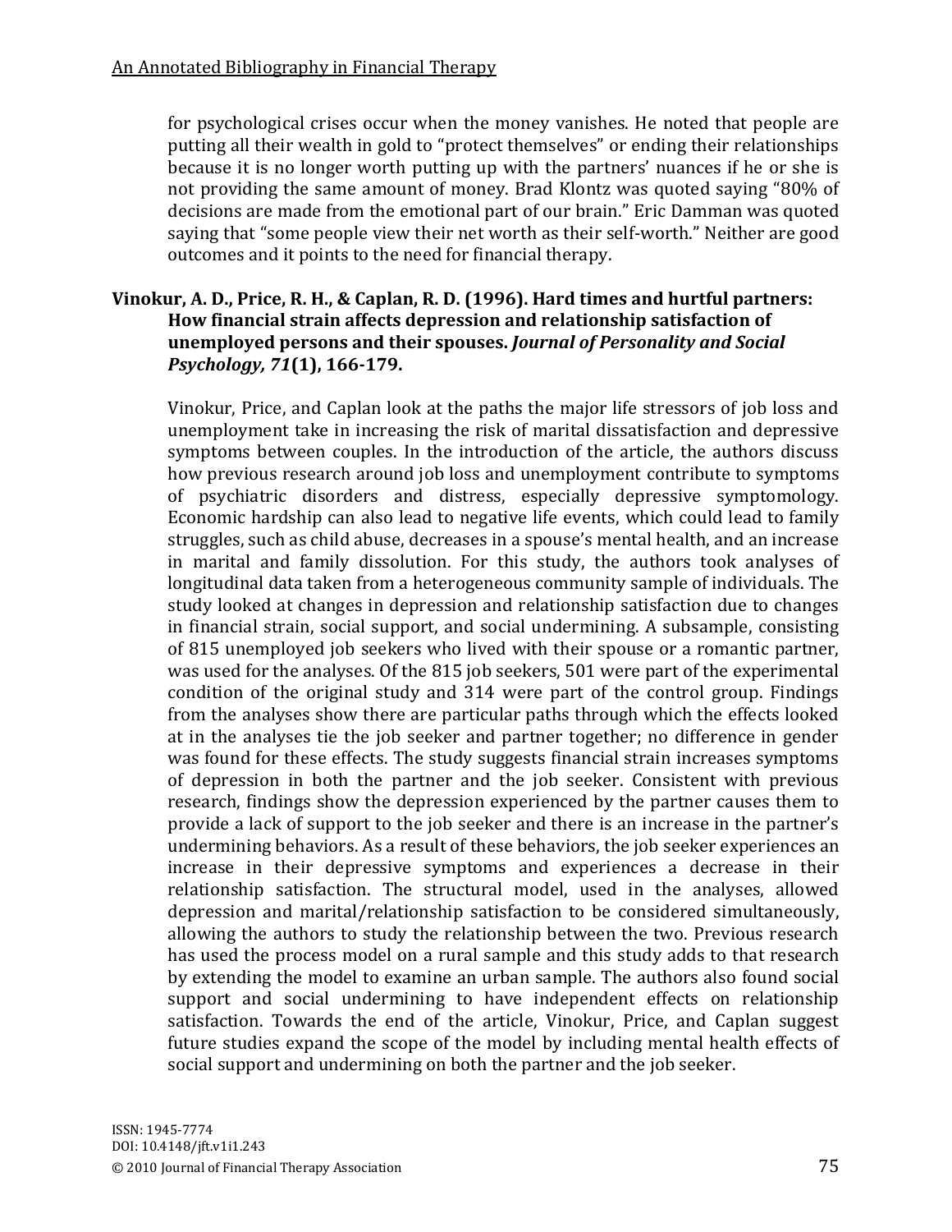for psychological crises occur when the money vanishes. He noted that people are putting all their wealth in gold to "protect themselves" or ending their relationships because it is no longer worth putting up with the partners' nuances if he or she is not providing the same amount of money. Brad Klontz was quoted saying "80% of decisions are made from the emotional part of our brain." Eric Damman was quoted saying that "some people view their net worth as their self-worth." Neither are good outcomes and it points to the need for financial therapy.

**Vinokur, A. D., Price, R. H., & Caplan, R. D. (1996). Hard times and hurtful partners: How financial strain affects depression and relationship satisfaction of unemployed persons and their spouses. *Journal of Personality and Social Psychology, 71*(1), 166-179.**

Vinokur, Price, and Caplan look at the paths the major life stressors of job loss and unemployment take in increasing the risk of marital dissatisfaction and depressive symptoms between couples. In the introduction of the article, the authors discuss how previous research around job loss and unemployment contribute to symptoms of psychiatric disorders and distress, especially depressive symptomology. Economic hardship can also lead to negative life events, which could lead to family struggles, such as child abuse, decreases in a spouse's mental health, and an increase in marital and family dissolution. For this study, the authors took analyses of longitudinal data taken from a heterogeneous community sample of individuals. The study looked at changes in depression and relationship satisfaction due to changes in financial strain, social support, and social undermining. A subsample, consisting of 815 unemployed job seekers who lived with their spouse or a romantic partner, was used for the analyses. Of the 815 job seekers, 501 were part of the experimental condition of the original study and 314 were part of the control group. Findings from the analyses show there are particular paths through which the effects looked at in the analyses tie the job seeker and partner together; no difference in gender was found for these effects. The study suggests financial strain increases symptoms of depression in both the partner and the job seeker. Consistent with previous research, findings show the depression experienced by the partner causes them to provide a lack of support to the job seeker and there is an increase in the partner's undermining behaviors. As a result of these behaviors, the job seeker experiences an increase in their depressive symptoms and experiences a decrease in their relationship satisfaction. The structural model, used in the analyses, allowed depression and marital/relationship satisfaction to be considered simultaneously, allowing the authors to study the relationship between the two. Previous research has used the process model on a rural sample and this study adds to that research by extending the model to examine an urban sample. The authors also found social support and social undermining to have independent effects on relationship satisfaction. Towards the end of the article, Vinokur, Price, and Caplan suggest future studies expand the scope of the model by including mental health effects of social support and undermining on both the partner and the job seeker.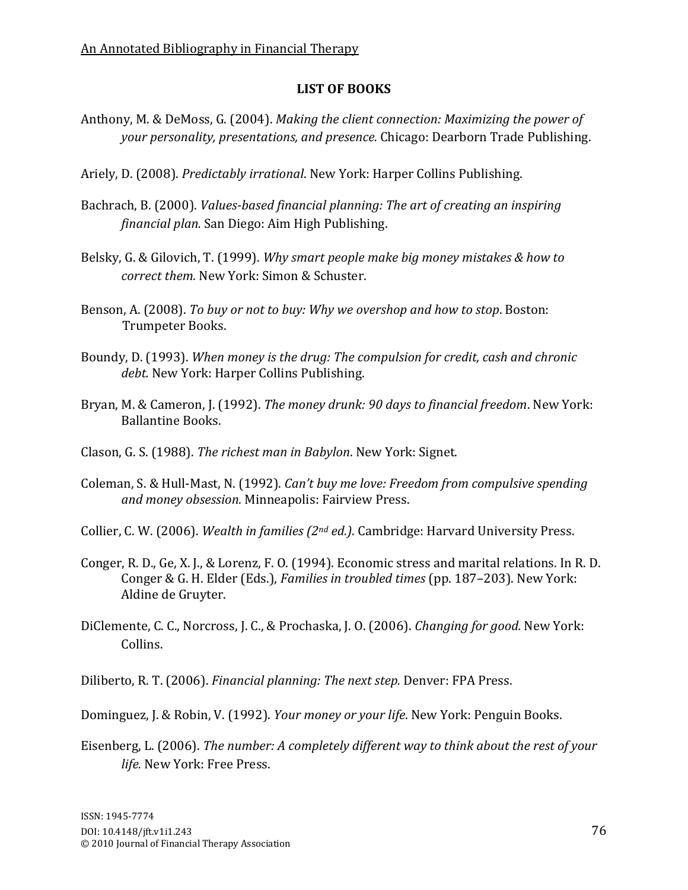## LIST OF BOOKS

Anthony, M. & DeMoss, G. (2004). *Making the client connection: Maximizing the power of your personality, presentations, and presence.* Chicago: Dearborn Trade Publishing.

Ariely, D. (2008). *Predictably irrational*. New York: Harper Collins Publishing.

Bachrach, B. (2000). *Values-based financial planning: The art of creating an inspiring financial plan.* San Diego: Aim High Publishing.

Belsky, G. & Gilovich, T. (1999). *Why smart people make big money mistakes & how to correct them.* New York: Simon & Schuster.

Benson, A. (2008). *To buy or not to buy: Why we overshop and how to stop*. Boston: Trumpeter Books.

Boundy, D. (1993). *When money is the drug: The compulsion for credit, cash and chronic debt.* New York: Harper Collins Publishing.

Bryan, M. & Cameron, J. (1992). *The money drunk: 90 days to financial freedom*. New York: Ballantine Books.

Clason, G. S. (1988). *The richest man in Babylon*. New York: Signet.

Coleman, S. & Hull-Mast, N. (1992). *Can't buy me love: Freedom from compulsive spending and money obsession.* Minneapolis: Fairview Press.

Collier, C. W. (2006). *Wealth in families (2nd ed.)*. Cambridge: Harvard University Press.

Conger, R. D., Ge, X. J., & Lorenz, F. O. (1994). Economic stress and marital relations. In R. D. Conger & G. H. Elder (Eds.), *Families in troubled times* (pp. 187–203). New York: Aldine de Gruyter.

DiClemente, C. C., Norcross, J. C., & Prochaska, J. O. (2006). *Changing for good.* New York: Collins.

Diliberto, R. T. (2006). *Financial planning: The next step.* Denver: FPA Press.

Dominguez, J. & Robin, V. (1992). *Your money or your life*. New York: Penguin Books.

Eisenberg, L. (2006). *The number: A completely different way to think about the rest of your life.* New York: Free Press.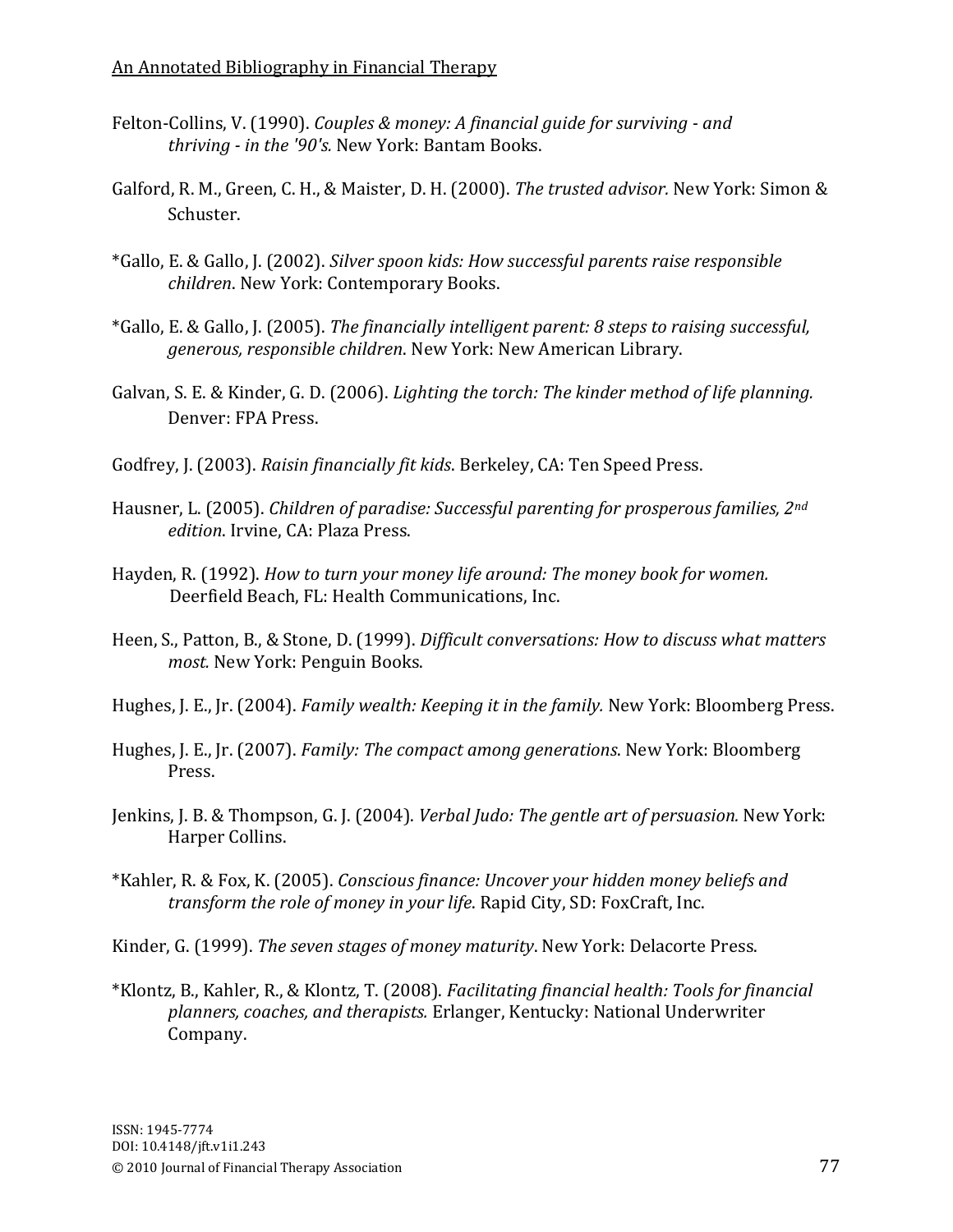Felton-Collins, V. (1990). *Couples & money: A financial guide for surviving - and thriving - in the '90's.* New York: Bantam Books.

Galford, R. M., Green, C. H., & Maister, D. H. (2000). *The trusted advisor.* New York: Simon & Schuster.

*Gallo, E. & Gallo, J. (2002). *Silver spoon kids: How successful parents raise responsible children*. New York: Contemporary Books.

*Gallo, E. & Gallo, J. (2005). *The financially intelligent parent: 8 steps to raising successful, generous, responsible children*. New York: New American Library.

Galvan, S. E. & Kinder, G. D. (2006). *Lighting the torch: The kinder method of life planning.* Denver: FPA Press.

Godfrey, J. (2003). *Raisin financially fit kids*. Berkeley, CA: Ten Speed Press.

Hausner, L. (2005). *Children of paradise: Successful parenting for prosperous families, 2nd edition*. Irvine, CA: Plaza Press.

Hayden, R. (1992). *How to turn your money life around: The money book for women.* Deerfield Beach, FL: Health Communications, Inc.

Heen, S., Patton, B., & Stone, D. (1999). *Difficult conversations: How to discuss what matters most.* New York: Penguin Books.

Hughes, J. E., Jr. (2004). *Family wealth: Keeping it in the family.* New York: Bloomberg Press.

Hughes, J. E., Jr. (2007). *Family: The compact among generations*. New York: Bloomberg Press.

Jenkins, J. B. & Thompson, G. J. (2004). *Verbal Judo: The gentle art of persuasion.* New York: Harper Collins.

*Kahler, R. & Fox, K. (2005). *Conscious finance: Uncover your hidden money beliefs and transform the role of money in your life*. Rapid City, SD: FoxCraft, Inc.

Kinder, G. (1999). *The seven stages of money maturity*. New York: Delacorte Press.

*Klontz, B., Kahler, R., & Klontz, T. (2008). *Facilitating financial health: Tools for financial planners, coaches, and therapists.* Erlanger, Kentucky: National Underwriter Company.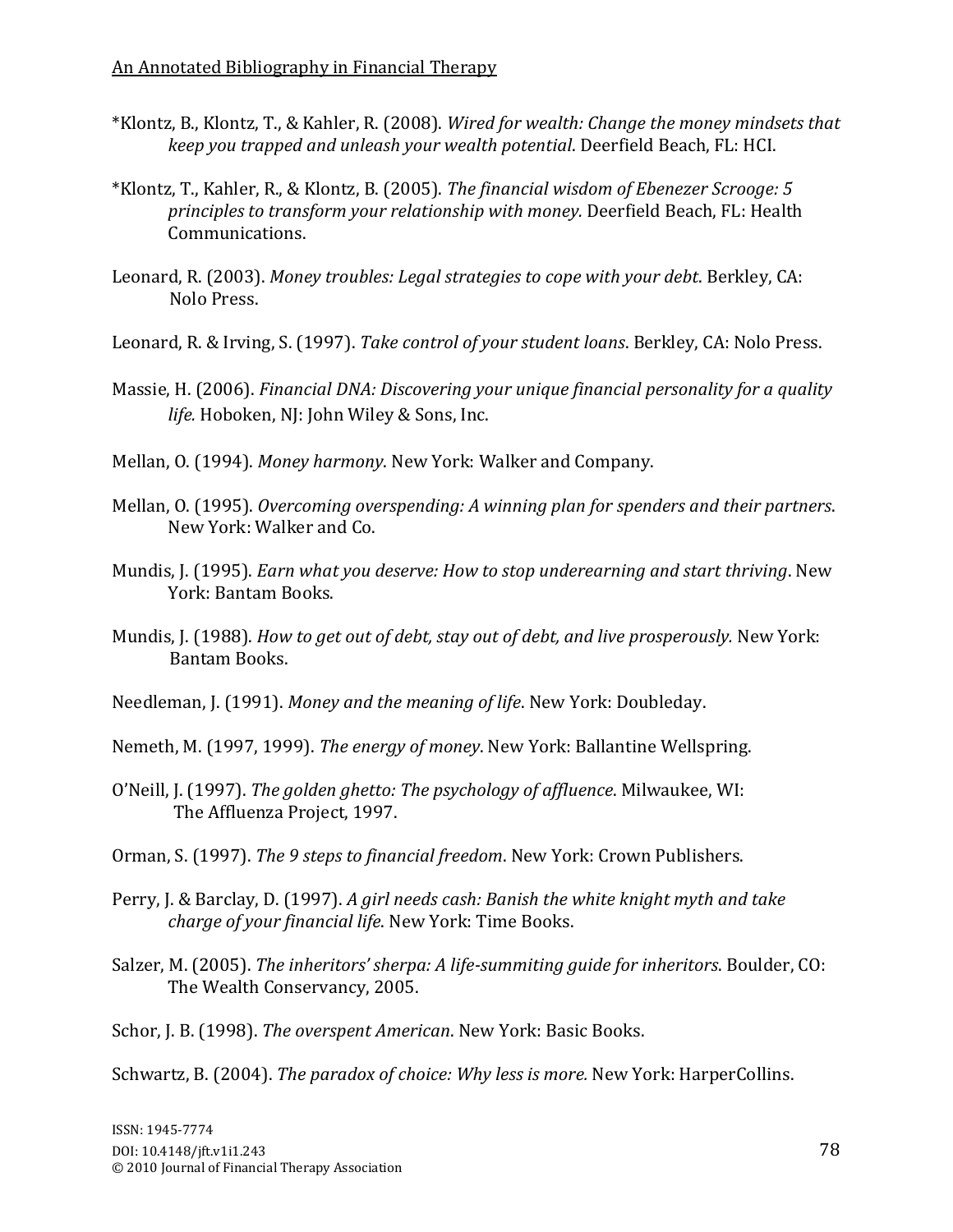*Klontz, B., Klontz, T., & Kahler, R. (2008). *Wired for wealth: Change the money mindsets that keep you trapped and unleash your wealth potential*. Deerfield Beach, FL: HCI.

*Klontz, T., Kahler, R., & Klontz, B. (2005). *The financial wisdom of Ebenezer Scrooge: 5 principles to transform your relationship with money.* Deerfield Beach, FL: Health Communications.

Leonard, R. (2003). *Money troubles: Legal strategies to cope with your debt*. Berkley, CA: Nolo Press.

Leonard, R. & Irving, S. (1997). *Take control of your student loans*. Berkley, CA: Nolo Press.

Massie, H. (2006). *Financial DNA: Discovering your unique financial personality for a quality life.* Hoboken, NJ: John Wiley & Sons, Inc.

Mellan, O. (1994). *Money harmony*. New York: Walker and Company.

Mellan, O. (1995). *Overcoming overspending: A winning plan for spenders and their partners*. New York: Walker and Co.

Mundis, J. (1995). *Earn what you deserve: How to stop underearning and start thriving*. New York: Bantam Books.

Mundis, J. (1988). *How to get out of debt, stay out of debt, and live prosperously.* New York: Bantam Books.

Needleman, J. (1991). *Money and the meaning of life*. New York: Doubleday.

Nemeth, M. (1997, 1999). *The energy of money*. New York: Ballantine Wellspring.

O'Neill, J. (1997). *The golden ghetto: The psychology of affluence*. Milwaukee, WI: The Affluenza Project, 1997.

Orman, S. (1997). *The 9 steps to financial freedom*. New York: Crown Publishers.

Perry, J. & Barclay, D. (1997). *A girl needs cash: Banish the white knight myth and take charge of your financial life*. New York: Time Books.

Salzer, M. (2005). *The inheritors' sherpa: A life-summiting guide for inheritors*. Boulder, CO: The Wealth Conservancy, 2005.

Schor, J. B. (1998). *The overspent American*. New York: Basic Books.

Schwartz, B. (2004). *The paradox of choice: Why less is more.* New York: HarperCollins.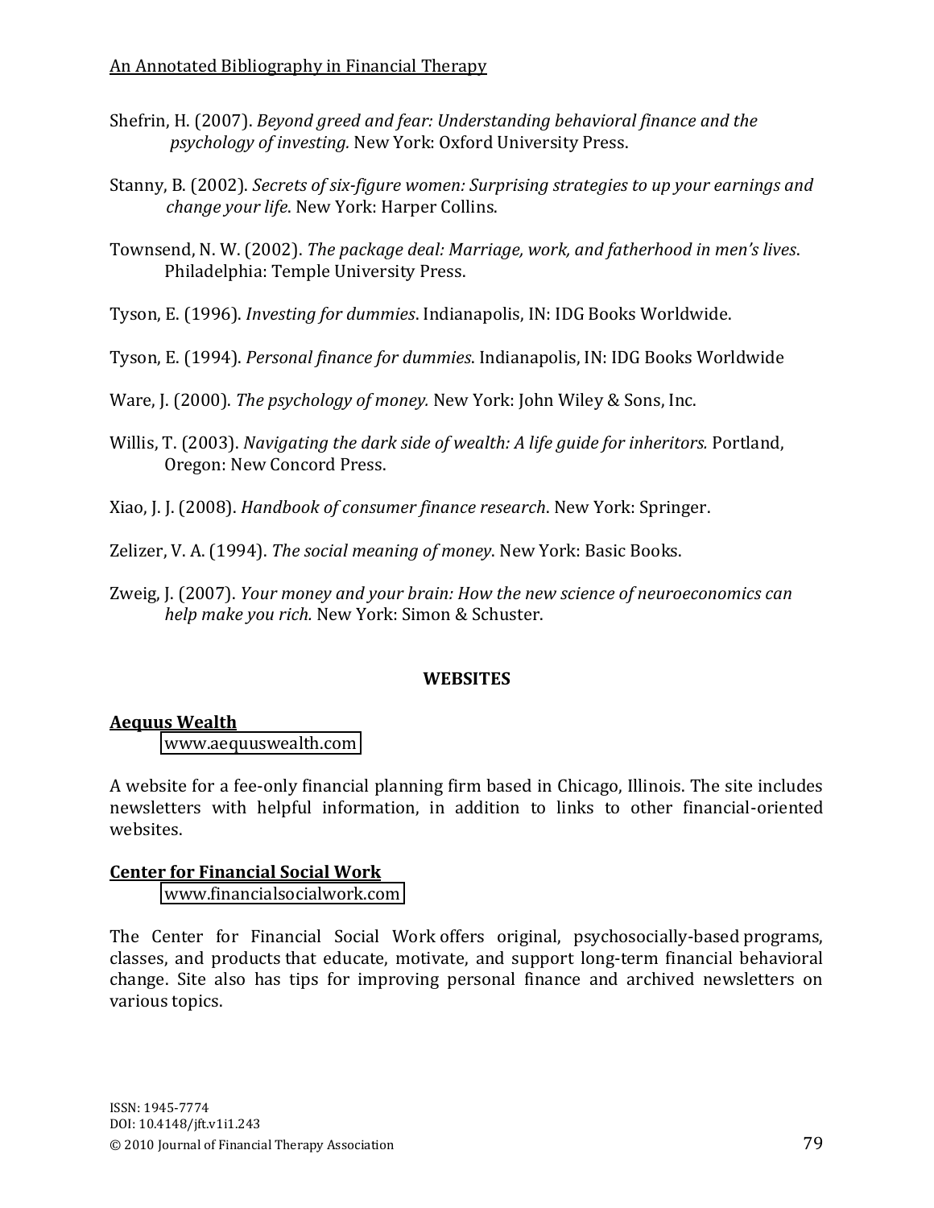Shefrin, H. (2007). *Beyond greed and fear: Understanding behavioral finance and the psychology of investing.* New York: Oxford University Press.

Stanny, B. (2002). *Secrets of six-figure women: Surprising strategies to up your earnings and change your life*. New York: Harper Collins.

Townsend, N. W. (2002). *The package deal: Marriage, work, and fatherhood in men's lives*. Philadelphia: Temple University Press.

Tyson, E. (1996). *Investing for dummies*. Indianapolis, IN: IDG Books Worldwide.

Tyson, E. (1994). *Personal finance for dummies*. Indianapolis, IN: IDG Books Worldwide

Ware, J. (2000). *The psychology of money.* New York: John Wiley & Sons, Inc.

Willis, T. (2003). *Navigating the dark side of wealth: A life guide for inheritors.* Portland, Oregon: New Concord Press.

Xiao, J. J. (2008). *Handbook of consumer finance research*. New York: Springer.

Zelizer, V. A. (1994). *The social meaning of money*. New York: Basic Books.

Zweig, J. (2007). *Your money and your brain: How the new science of neuroeconomics can help make you rich.* New York: Simon & Schuster.

## WEBSITES

**Aequus Wealth**
www.aequuswealth.com

A website for a fee-only financial planning firm based in Chicago, Illinois. The site includes newsletters with helpful information, in addition to links to other financial-oriented websites.

**Center for Financial Social Work**
www.financialsocialwork.com

The Center for Financial Social Work offers original, psychosocially-based programs, classes, and products that educate, motivate, and support long-term financial behavioral change. Site also has tips for improving personal finance and archived newsletters on various topics.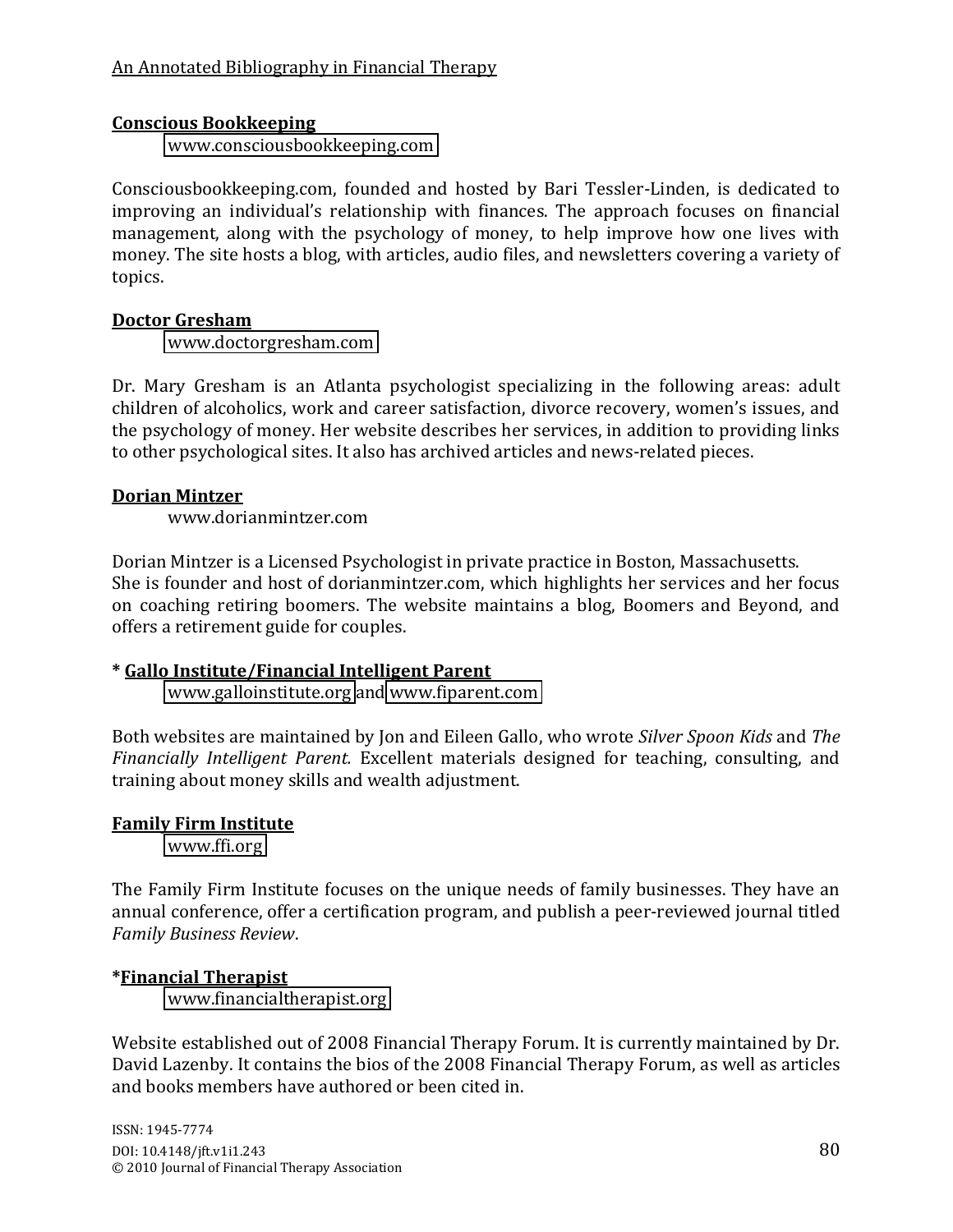**Conscious Bookkeeping**

www.consciousbookkeeping.com

Consciousbookkeeping.com, founded and hosted by Bari Tessler-Linden, is dedicated to improving an individual's relationship with finances. The approach focuses on financial management, along with the psychology of money, to help improve how one lives with money. The site hosts a blog, with articles, audio files, and newsletters covering a variety of topics.

**Doctor Gresham**

www.doctorgresham.com

Dr. Mary Gresham is an Atlanta psychologist specializing in the following areas: adult children of alcoholics, work and career satisfaction, divorce recovery, women's issues, and the psychology of money. Her website describes her services, in addition to providing links to other psychological sites. It also has archived articles and news-related pieces.

**Dorian Mintzer**

www.dorianmintzer.com

Dorian Mintzer is a Licensed Psychologist in private practice in Boston, Massachusetts. She is founder and host of dorianmintzer.com, which highlights her services and her focus on coaching retiring boomers. The website maintains a blog, Boomers and Beyond, and offers a retirement guide for couples.

**\* Gallo Institute/Financial Intelligent Parent**

www.galloinstitute.org and www.fiparent.com

Both websites are maintained by Jon and Eileen Gallo, who wrote *Silver Spoon Kids* and *The Financially Intelligent Parent.* Excellent materials designed for teaching, consulting, and training about money skills and wealth adjustment.

**Family Firm Institute**

www.ffi.org

The Family Firm Institute focuses on the unique needs of family businesses. They have an annual conference, offer a certification program, and publish a peer-reviewed journal titled *Family Business Review*.

**\*Financial Therapist**

www.financialtherapist.org

Website established out of 2008 Financial Therapy Forum. It is currently maintained by Dr. David Lazenby. It contains the bios of the 2008 Financial Therapy Forum, as well as articles and books members have authored or been cited in.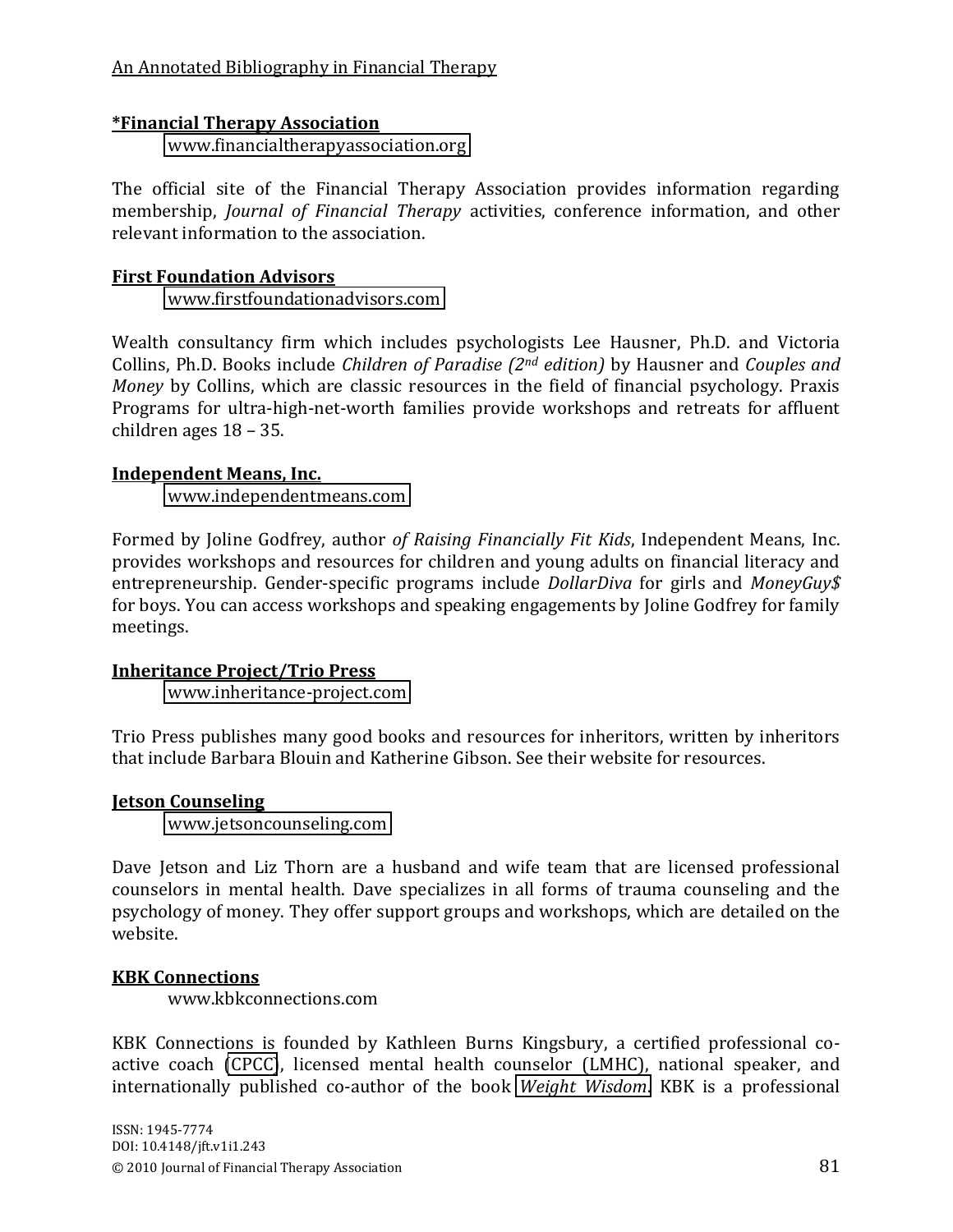**\*Financial Therapy Association**

www.financialtherapyassociation.org

The official site of the Financial Therapy Association provides information regarding membership, *Journal of Financial Therapy* activities, conference information, and other relevant information to the association.

**First Foundation Advisors**

www.firstfoundationadvisors.com

Wealth consultancy firm which includes psychologists Lee Hausner, Ph.D. and Victoria Collins, Ph.D. Books include *Children of Paradise (2nd edition)* by Hausner and *Couples and Money* by Collins, which are classic resources in the field of financial psychology. Praxis Programs for ultra-high-net-worth families provide workshops and retreats for affluent children ages 18 – 35.

**Independent Means, Inc.**

www.independentmeans.com

Formed by Joline Godfrey, author *of Raising Financially Fit Kids*, Independent Means, Inc. provides workshops and resources for children and young adults on financial literacy and entrepreneurship. Gender-specific programs include *DollarDiva* for girls and *MoneyGuy$* for boys. You can access workshops and speaking engagements by Joline Godfrey for family meetings.

**Inheritance Project/Trio Press**

www.inheritance-project.com

Trio Press publishes many good books and resources for inheritors, written by inheritors that include Barbara Blouin and Katherine Gibson. See their website for resources.

**Jetson Counseling**

www.jetsoncounseling.com

Dave Jetson and Liz Thorn are a husband and wife team that are licensed professional counselors in mental health. Dave specializes in all forms of trauma counseling and the psychology of money. They offer support groups and workshops, which are detailed on the website.

**KBK Connections**

www.kbkconnections.com

KBK Connections is founded by Kathleen Burns Kingsbury, a certified professional co-active coach (CPCC), licensed mental health counselor (LMHC), national speaker, and internationally published co-author of the book *Weight Wisdom*. KBK is a professional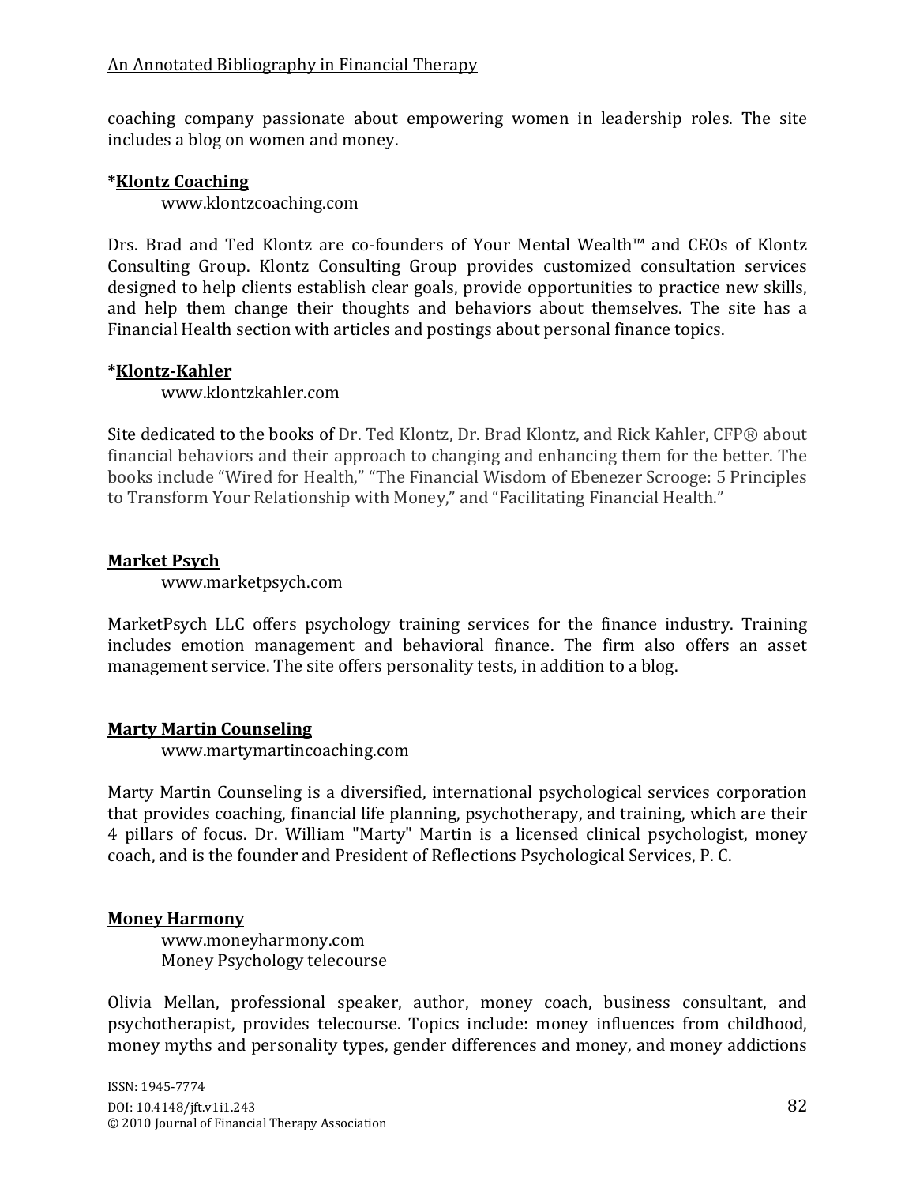coaching company passionate about empowering women in leadership roles. The site includes a blog on women and money.

**\*Klontz Coaching**

www.klontzcoaching.com

Drs. Brad and Ted Klontz are co-founders of Your Mental Wealth™ and CEOs of Klontz Consulting Group. Klontz Consulting Group provides customized consultation services designed to help clients establish clear goals, provide opportunities to practice new skills, and help them change their thoughts and behaviors about themselves. The site has a Financial Health section with articles and postings about personal finance topics.

**\*Klontz-Kahler**

www.klontzkahler.com

Site dedicated to the books of Dr. Ted Klontz, Dr. Brad Klontz, and Rick Kahler, CFP® about financial behaviors and their approach to changing and enhancing them for the better. The books include "Wired for Health," "The Financial Wisdom of Ebenezer Scrooge: 5 Principles to Transform Your Relationship with Money," and "Facilitating Financial Health."

**Market Psych**

www.marketpsych.com

MarketPsych LLC offers psychology training services for the finance industry. Training includes emotion management and behavioral finance. The firm also offers an asset management service. The site offers personality tests, in addition to a blog.

**Marty Martin Counseling**

www.martymartincoaching.com

Marty Martin Counseling is a diversified, international psychological services corporation that provides coaching, financial life planning, psychotherapy, and training, which are their 4 pillars of focus. Dr. William "Marty" Martin is a licensed clinical psychologist, money coach, and is the founder and President of Reflections Psychological Services, P. C.

**Money Harmony**

www.moneyharmony.com
Money Psychology telecourse

Olivia Mellan, professional speaker, author, money coach, business consultant, and psychotherapist, provides telecourse. Topics include: money influences from childhood, money myths and personality types, gender differences and money, and money addictions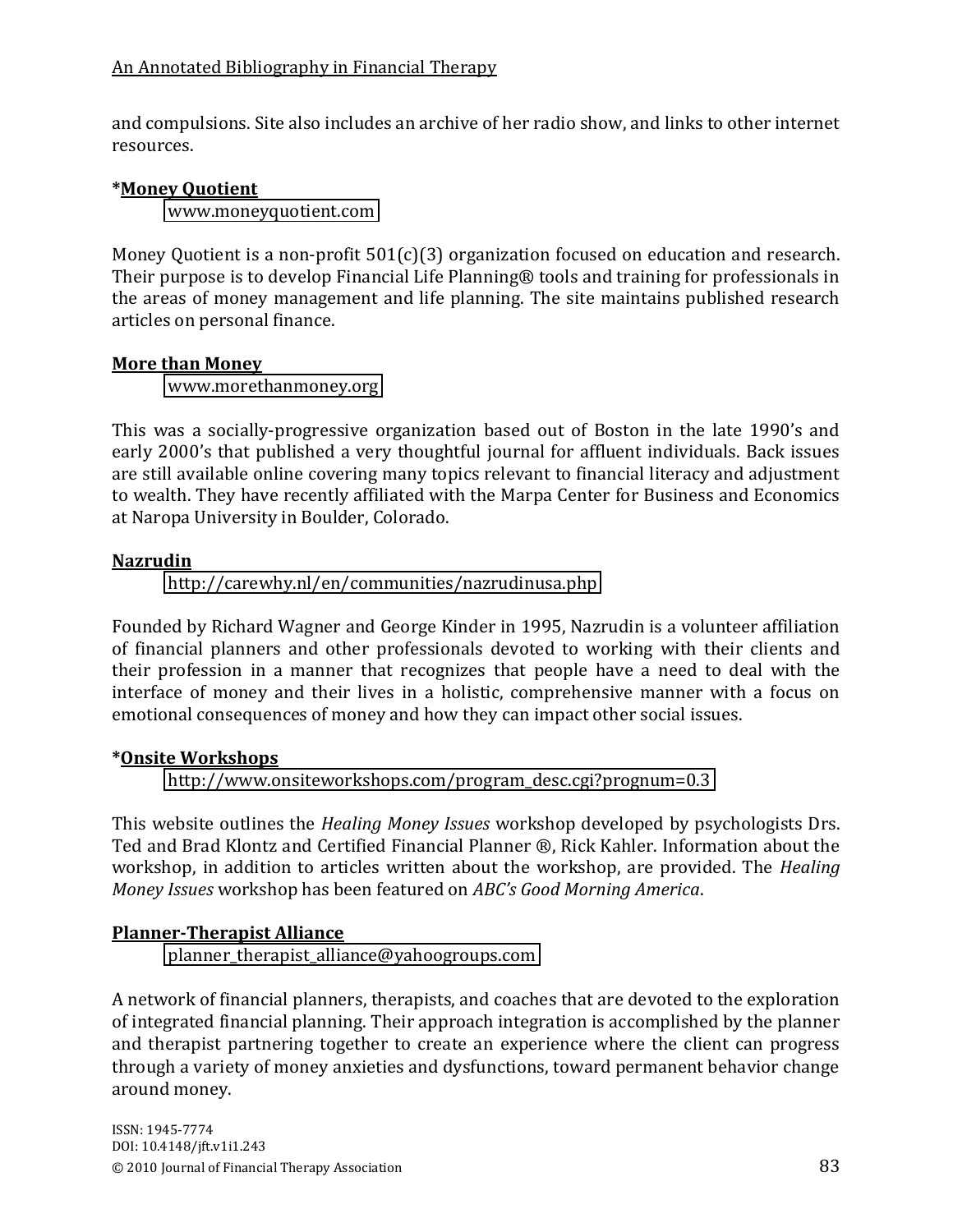and compulsions. Site also includes an archive of her radio show, and links to other internet resources.

**\*Money Quotient**

www.moneyquotient.com

Money Quotient is a non-profit 501(c)(3) organization focused on education and research. Their purpose is to develop Financial Life Planning® tools and training for professionals in the areas of money management and life planning. The site maintains published research articles on personal finance.

**More than Money**

www.morethanmoney.org

This was a socially-progressive organization based out of Boston in the late 1990's and early 2000's that published a very thoughtful journal for affluent individuals. Back issues are still available online covering many topics relevant to financial literacy and adjustment to wealth. They have recently affiliated with the Marpa Center for Business and Economics at Naropa University in Boulder, Colorado.

**Nazrudin**

http://carewhy.nl/en/communities/nazrudinusa.php

Founded by Richard Wagner and George Kinder in 1995, Nazrudin is a volunteer affiliation of financial planners and other professionals devoted to working with their clients and their profession in a manner that recognizes that people have a need to deal with the interface of money and their lives in a holistic, comprehensive manner with a focus on emotional consequences of money and how they can impact other social issues.

**\*Onsite Workshops**

http://www.onsiteworkshops.com/program_desc.cgi?prognum=0.3

This website outlines the *Healing Money Issues* workshop developed by psychologists Drs. Ted and Brad Klontz and Certified Financial Planner ®, Rick Kahler. Information about the workshop, in addition to articles written about the workshop, are provided. The *Healing Money Issues* workshop has been featured on *ABC's Good Morning America*.

**Planner-Therapist Alliance**

planner_therapist_alliance@yahoogroups.com

A network of financial planners, therapists, and coaches that are devoted to the exploration of integrated financial planning. Their approach integration is accomplished by the planner and therapist partnering together to create an experience where the client can progress through a variety of money anxieties and dysfunctions, toward permanent behavior change around money.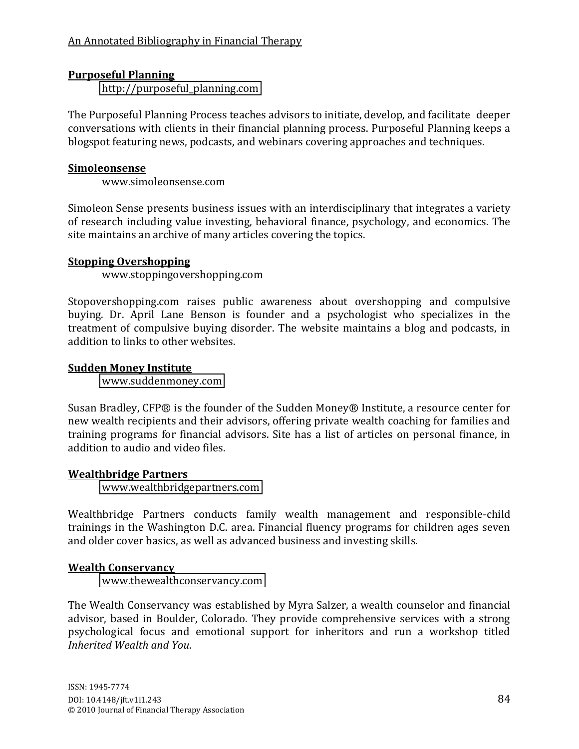**Purposeful Planning**

http://purposeful_planning.com

The Purposeful Planning Process teaches advisors to initiate, develop, and facilitate deeper conversations with clients in their financial planning process. Purposeful Planning keeps a blogspot featuring news, podcasts, and webinars covering approaches and techniques.

**Simoleonsense**

www.simoleonsense.com

Simoleon Sense presents business issues with an interdisciplinary that integrates a variety of research including value investing, behavioral finance, psychology, and economics. The site maintains an archive of many articles covering the topics.

**Stopping Overshopping**

www.stoppingovershopping.com

Stopovershopping.com raises public awareness about overshopping and compulsive buying. Dr. April Lane Benson is founder and a psychologist who specializes in the treatment of compulsive buying disorder. The website maintains a blog and podcasts, in addition to links to other websites.

**Sudden Money Institute**

www.suddenmoney.com

Susan Bradley, CFP® is the founder of the Sudden Money® Institute, a resource center for new wealth recipients and their advisors, offering private wealth coaching for families and training programs for financial advisors. Site has a list of articles on personal finance, in addition to audio and video files.

**Wealthbridge Partners**

www.wealthbridgepartners.com

Wealthbridge Partners conducts family wealth management and responsible-child trainings in the Washington D.C. area. Financial fluency programs for children ages seven and older cover basics, as well as advanced business and investing skills.

**Wealth Conservancy**

www.thewealthconservancy.com

The Wealth Conservancy was established by Myra Salzer, a wealth counselor and financial advisor, based in Boulder, Colorado. They provide comprehensive services with a strong psychological focus and emotional support for inheritors and run a workshop titled *Inherited Wealth and You*.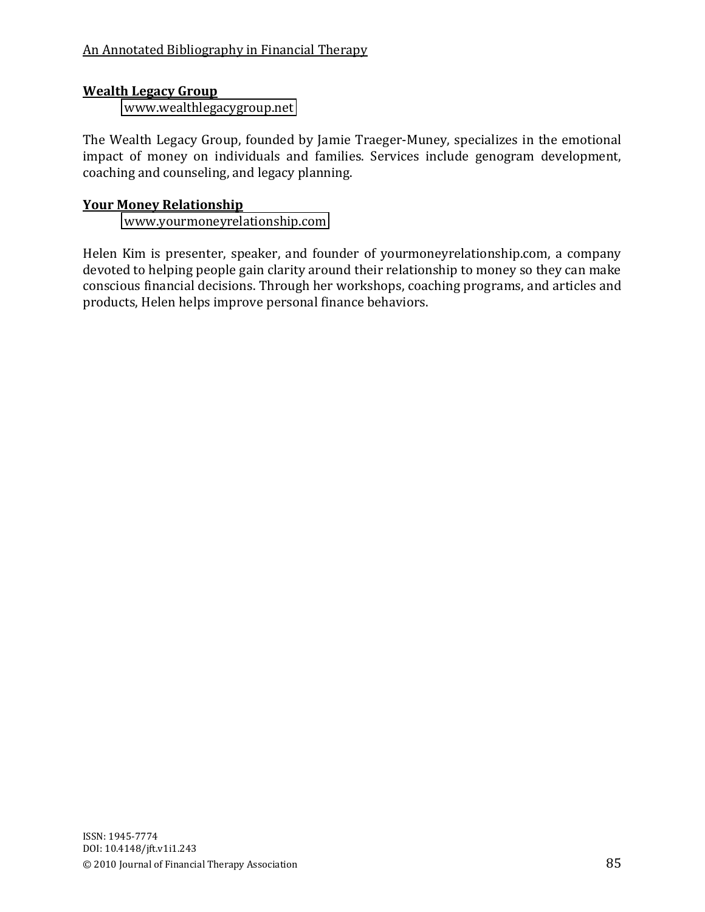**Wealth Legacy Group**

www.wealthlegacygroup.net

The Wealth Legacy Group, founded by Jamie Traeger-Muney, specializes in the emotional impact of money on individuals and families. Services include genogram development, coaching and counseling, and legacy planning.

**Your Money Relationship**

www.yourmoneyrelationship.com

Helen Kim is presenter, speaker, and founder of yourmoneyrelationship.com, a company devoted to helping people gain clarity around their relationship to money so they can make conscious financial decisions. Through her workshops, coaching programs, and articles and products, Helen helps improve personal finance behaviors.